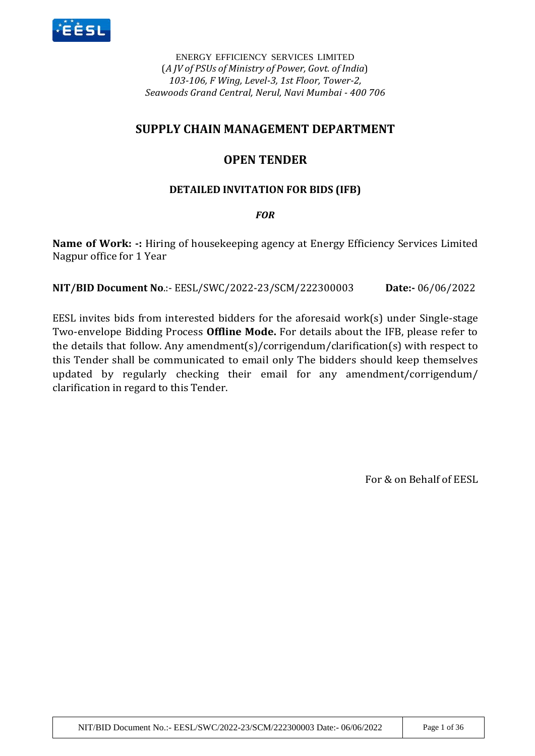ENERGY EFFICIENCY SERVICES LIMITED
(*A JV of PSUs of Ministry of Power, Govt. of India*)
*103-106, F Wing, Level-3, 1st Floor, Tower-2,*
*Seawoods Grand Central, Nerul, Navi Mumbai - 400 706*

# SUPPLY CHAIN MANAGEMENT DEPARTMENT

# OPEN TENDER

### DETAILED INVITATION FOR BIDS (IFB)

***FOR***

**Name of Work: -:** Hiring of housekeeping agency at Energy Efficiency Services Limited Nagpur office for 1 Year

**NIT/BID Document No**.:- EESL/SWC/2022-23/SCM/222300003 **Date:-** 06/06/2022

EESL invites bids from interested bidders for the aforesaid work(s) under Single-stage Two-envelope Bidding Process **Offline Mode.** For details about the IFB, please refer to the details that follow. Any amendment(s)/corrigendum/clarification(s) with respect to this Tender shall be communicated to email only The bidders should keep themselves updated by regularly checking their email for any amendment/corrigendum/ clarification in regard to this Tender.

For & on Behalf of EESL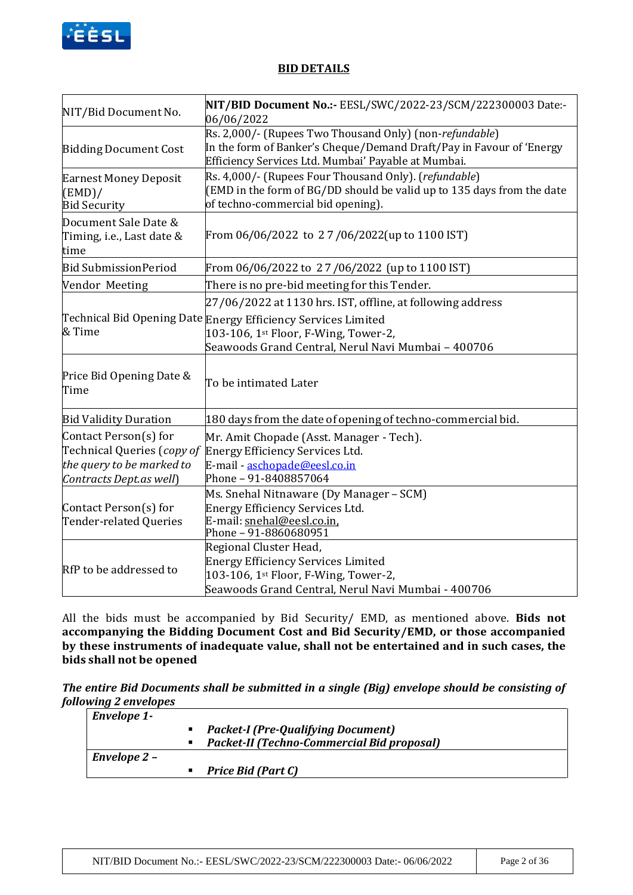## BID DETAILS

| NIT/Bid Document No. | **NIT/BID Document No.:-** EESL/SWC/2022-23/SCM/222300003 Date:- 06/06/2022 |
|---|---|
| Bidding Document Cost | Rs. 2,000/- (Rupees Two Thousand Only) (non-*refundable*)<br>In the form of Banker's Cheque/Demand Draft/Pay in Favour of 'Energy Efficiency Services Ltd. Mumbai' Payable at Mumbai. |
| Earnest Money Deposit (EMD)/<br>Bid Security | Rs. 4,000/- (Rupees Four Thousand Only). (*refundable*)<br>(EMD in the form of BG/DD should be valid up to 135 days from the date of techno-commercial bid opening). |
| Document Sale Date & Timing, i.e., Last date & time | From 06/06/2022 to 27/06/2022(up to 1100 IST) |
| Bid Submission Period | From 06/06/2022 to 27/06/2022 (up to 1100 IST) |
| Vendor Meeting | There is no pre-bid meeting for this Tender. |
| Technical Bid Opening Date & Time | 27/06/2022 at 1130 hrs. IST, offline, at following address<br>Energy Efficiency Services Limited<br>103-106, 1st Floor, F-Wing, Tower-2,<br>Seawoods Grand Central, Nerul Navi Mumbai – 400706 |
| Price Bid Opening Date & Time | To be intimated Later |
| Bid Validity Duration | 180 days from the date of opening of techno-commercial bid. |
| Contact Person(s) for Technical Queries (*copy of the query to be marked to Contracts Dept.as well*) | Mr. Amit Chopade (Asst. Manager - Tech).<br>Energy Efficiency Services Ltd.<br>E-mail - aschopade@eesl.co.in<br>Phone – 91-8408857064 |
| Contact Person(s) for Tender-related Queries | Ms. Snehal Nitnaware (Dy Manager – SCM)<br>Energy Efficiency Services Ltd.<br>E-mail: snehal@eesl.co.in,<br>Phone – 91-8860680951 |
| RfP to be addressed to | Regional Cluster Head,<br>Energy Efficiency Services Limited<br>103-106, 1st Floor, F-Wing, Tower-2,<br>Seawoods Grand Central, Nerul Navi Mumbai - 400706 |

All the bids must be accompanied by Bid Security/ EMD, as mentioned above. **Bids not accompanying the Bidding Document Cost and Bid Security/EMD, or those accompanied by these instruments of inadequate value, shall not be entertained and in such cases, the bids shall not be opened**

***The entire Bid Documents shall be submitted in a single (Big) envelope should be consisting of following 2 envelopes***

| ***Envelope 1-*** |
|---|
| ▪ ***Packet-I (Pre-Qualifying Document)***<br>▪ ***Packet-II (Techno-Commercial Bid proposal)*** |
| ***Envelope 2 –*** |
| ▪ ***Price Bid (Part C)*** |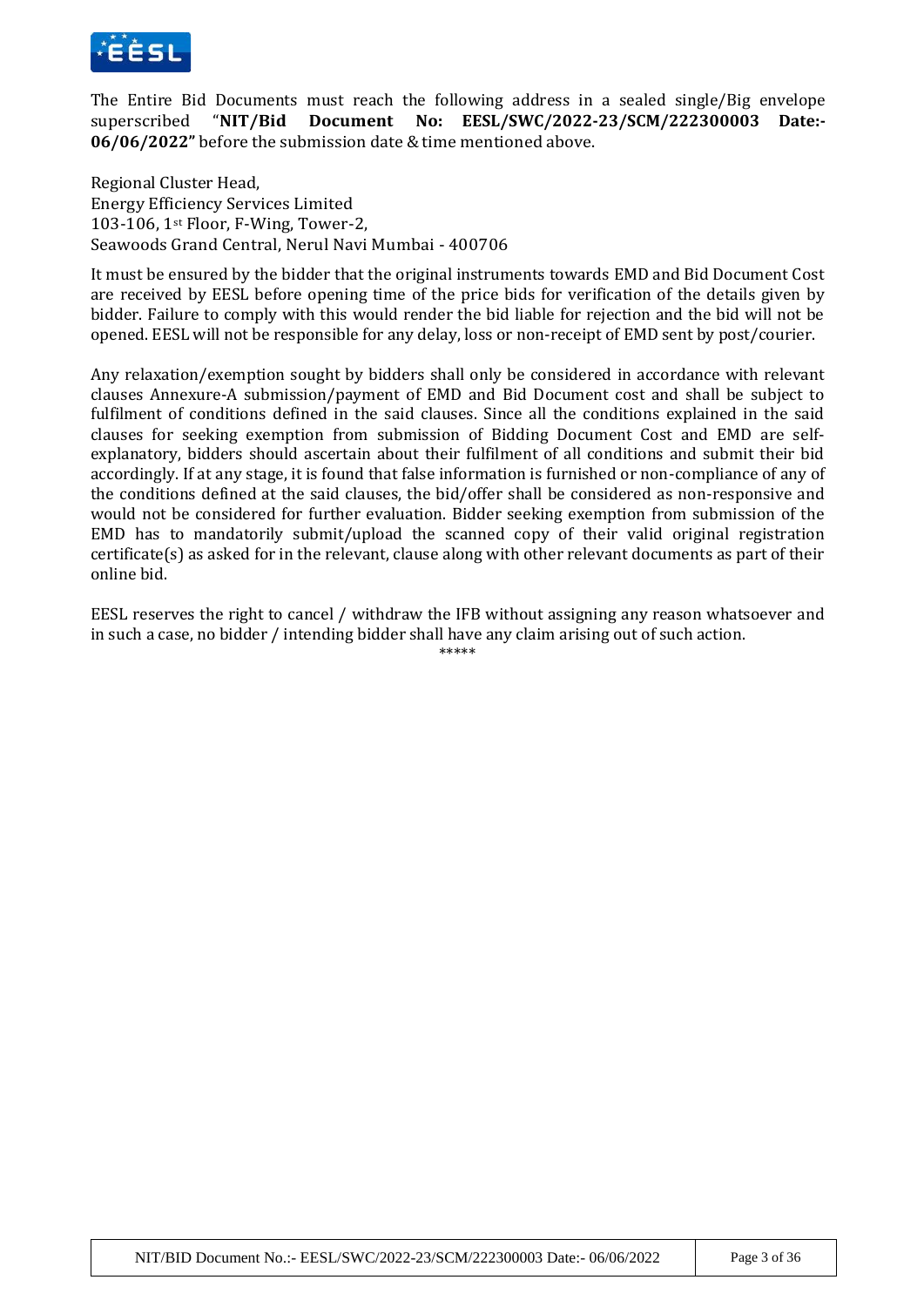The Entire Bid Documents must reach the following address in a sealed single/Big envelope superscribed "**NIT/Bid Document No: EESL/SWC/2022-23/SCM/222300003 Date:- 06/06/2022"** before the submission date & time mentioned above.

Regional Cluster Head,
Energy Efficiency Services Limited
103-106, 1st Floor, F-Wing, Tower-2,
Seawoods Grand Central, Nerul Navi Mumbai - 400706

It must be ensured by the bidder that the original instruments towards EMD and Bid Document Cost are received by EESL before opening time of the price bids for verification of the details given by bidder. Failure to comply with this would render the bid liable for rejection and the bid will not be opened. EESL will not be responsible for any delay, loss or non-receipt of EMD sent by post/courier.

Any relaxation/exemption sought by bidders shall only be considered in accordance with relevant clauses Annexure-A submission/payment of EMD and Bid Document cost and shall be subject to fulfilment of conditions defined in the said clauses. Since all the conditions explained in the said clauses for seeking exemption from submission of Bidding Document Cost and EMD are self-explanatory, bidders should ascertain about their fulfilment of all conditions and submit their bid accordingly. If at any stage, it is found that false information is furnished or non-compliance of any of the conditions defined at the said clauses, the bid/offer shall be considered as non-responsive and would not be considered for further evaluation. Bidder seeking exemption from submission of the EMD has to mandatorily submit/upload the scanned copy of their valid original registration certificate(s) as asked for in the relevant, clause along with other relevant documents as part of their online bid.

EESL reserves the right to cancel / withdraw the IFB without assigning any reason whatsoever and in such a case, no bidder / intending bidder shall have any claim arising out of such action.

*****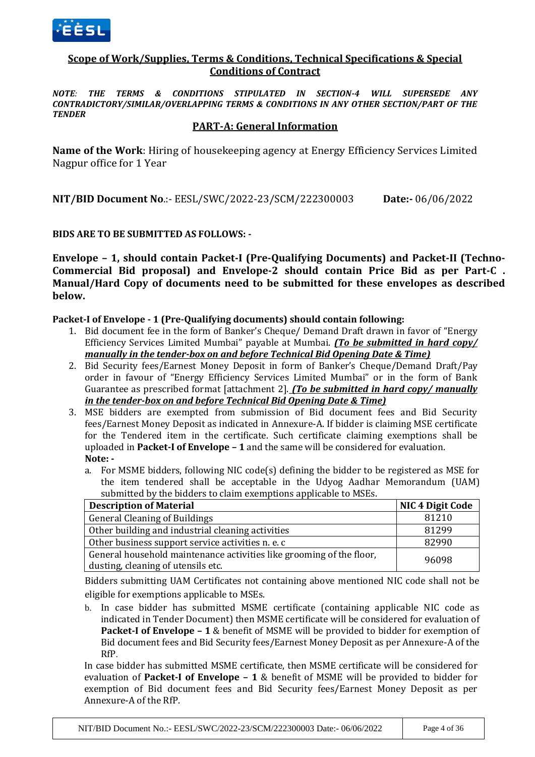## Scope of Work/Supplies, Terms & Conditions, Technical Specifications & Special Conditions of Contract

***NOTE: THE TERMS & CONDITIONS STIPULATED IN SECTION-4 WILL SUPERSEDE ANY CONTRADICTORY/SIMILAR/OVERLAPPING TERMS & CONDITIONS IN ANY OTHER SECTION/PART OF THE TENDER***

### PART-A: General Information

**Name of the Work**: Hiring of housekeeping agency at Energy Efficiency Services Limited Nagpur office for 1 Year

**NIT/BID Document No**.:- EESL/SWC/2022-23/SCM/222300003 **Date:-** 06/06/2022

**BIDS ARE TO BE SUBMITTED AS FOLLOWS: -**

**Envelope – 1, should contain Packet-I (Pre-Qualifying Documents) and Packet-II (Techno-Commercial Bid proposal) and Envelope-2 should contain Price Bid as per Part-C . Manual/Hard Copy of documents need to be submitted for these envelopes as described below.**

**Packet-I of Envelope - 1 (Pre-Qualifying documents) should contain following:**

1. Bid document fee in the form of Banker's Cheque/ Demand Draft drawn in favor of "Energy Efficiency Services Limited Mumbai" payable at Mumbai. ***(To be submitted in hard copy/ manually in the tender-box on and before Technical Bid Opening Date & Time)***
2. Bid Security fees/Earnest Money Deposit in form of Banker's Cheque/Demand Draft/Pay order in favour of "Energy Efficiency Services Limited Mumbai" or in the form of Bank Guarantee as prescribed format [attachment 2]. ***(To be submitted in hard copy/ manually in the tender-box on and before Technical Bid Opening Date & Time)***
3. MSE bidders are exempted from submission of Bid document fees and Bid Security fees/Earnest Money Deposit as indicated in Annexure-A. If bidder is claiming MSE certificate for the Tendered item in the certificate. Such certificate claiming exemptions shall be uploaded in **Packet-I of Envelope – 1** and the same will be considered for evaluation.

   **Note: -**

   a. For MSME bidders, following NIC code(s) defining the bidder to be registered as MSE for the item tendered shall be acceptable in the Udyog Aadhar Memorandum (UAM) submitted by the bidders to claim exemptions applicable to MSEs.

   | Description of Material | NIC 4 Digit Code |
   |---|---|
   | General Cleaning of Buildings | 81210 |
   | Other building and industrial cleaning activities | 81299 |
   | Other business support service activities n. e. c | 82990 |
   | General household maintenance activities like grooming of the floor, dusting, cleaning of utensils etc. | 96098 |

   Bidders submitting UAM Certificates not containing above mentioned NIC code shall not be eligible for exemptions applicable to MSEs.

   b. In case bidder has submitted MSME certificate (containing applicable NIC code as indicated in Tender Document) then MSME certificate will be considered for evaluation of **Packet-I of Envelope – 1** & benefit of MSME will be provided to bidder for exemption of Bid document fees and Bid Security fees/Earnest Money Deposit as per Annexure-A of the RfP.

   In case bidder has submitted MSME certificate, then MSME certificate will be considered for evaluation of **Packet-I of Envelope – 1** & benefit of MSME will be provided to bidder for exemption of Bid document fees and Bid Security fees/Earnest Money Deposit as per Annexure-A of the RfP.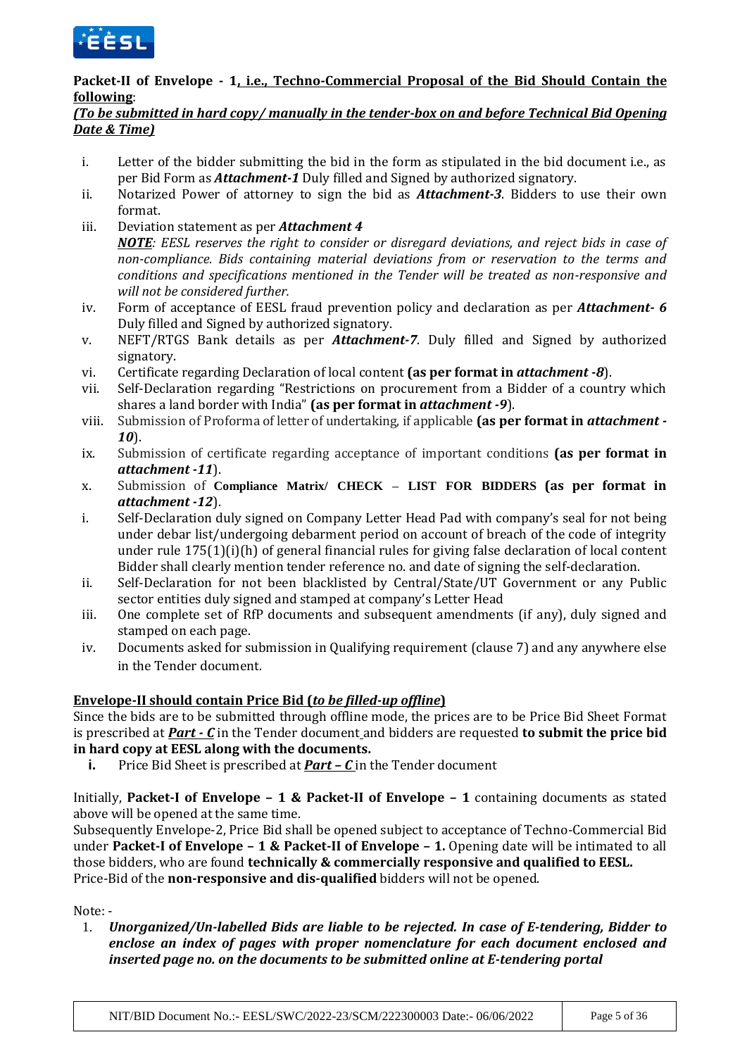**Packet-II of Envelope - 1, i.e., Techno-Commercial Proposal of the Bid Should Contain the following**:

***(To be submitted in hard copy/ manually in the tender-box on and before Technical Bid Opening Date & Time)***

i. Letter of the bidder submitting the bid in the form as stipulated in the bid document i.e., as per Bid Form as ***Attachment-1*** Duly filled and Signed by authorized signatory.

ii. Notarized Power of attorney to sign the bid as ***Attachment-3***. Bidders to use their own format.

iii. Deviation statement as per ***Attachment 4***

*__NOTE__: EESL reserves the right to consider or disregard deviations, and reject bids in case of non-compliance. Bids containing material deviations from or reservation to the terms and conditions and specifications mentioned in the Tender will be treated as non-responsive and will not be considered further.*

iv. Form of acceptance of EESL fraud prevention policy and declaration as per ***Attachment- 6*** Duly filled and Signed by authorized signatory.

v. NEFT/RTGS Bank details as per ***Attachment-7***. Duly filled and Signed by authorized signatory.

vi. Certificate regarding Declaration of local content **(as per format in *attachment -8*)**.

vii. Self-Declaration regarding "Restrictions on procurement from a Bidder of a country which shares a land border with India" **(as per format in *attachment -9*)**.

viii. Submission of Proforma of letter of undertaking, if applicable **(as per format in *attachment -10*)**.

ix. Submission of certificate regarding acceptance of important conditions **(as per format in *attachment -11*)**.

x. Submission of **Compliance Matrix/ CHECK – LIST FOR BIDDERS (as per format in *attachment -12*)**.

i. Self-Declaration duly signed on Company Letter Head Pad with company's seal for not being under debar list/undergoing debarment period on account of breach of the code of integrity under rule 175(1)(i)(h) of general financial rules for giving false declaration of local content Bidder shall clearly mention tender reference no. and date of signing the self-declaration.

ii. Self-Declaration for not been blacklisted by Central/State/UT Government or any Public sector entities duly signed and stamped at company's Letter Head

iii. One complete set of RfP documents and subsequent amendments (if any), duly signed and stamped on each page.

iv. Documents asked for submission in Qualifying requirement (clause 7) and any anywhere else in the Tender document.

**__Envelope-II should contain Price Bid (*to be filled-up offline*)__**

Since the bids are to be submitted through offline mode, the prices are to be Price Bid Sheet Format is prescribed at ***__Part - C__*** in the Tender document and bidders are requested **to submit the price bid in hard copy at EESL along with the documents.**

**i.** Price Bid Sheet is prescribed at ***__Part – C__*** in the Tender document

Initially, **Packet-I of Envelope – 1 & Packet-II of Envelope – 1** containing documents as stated above will be opened at the same time.

Subsequently Envelope-2, Price Bid shall be opened subject to acceptance of Techno-Commercial Bid under **Packet-I of Envelope – 1 & Packet-II of Envelope – 1.** Opening date will be intimated to all those bidders, who are found **technically & commercially responsive and qualified to EESL.**

Price-Bid of the **non-responsive and dis-qualified** bidders will not be opened.

Note: -

1. ***Unorganized/Un-labelled Bids are liable to be rejected. In case of E-tendering, Bidder to enclose an index of pages with proper nomenclature for each document enclosed and inserted page no. on the documents to be submitted online at E-tendering portal***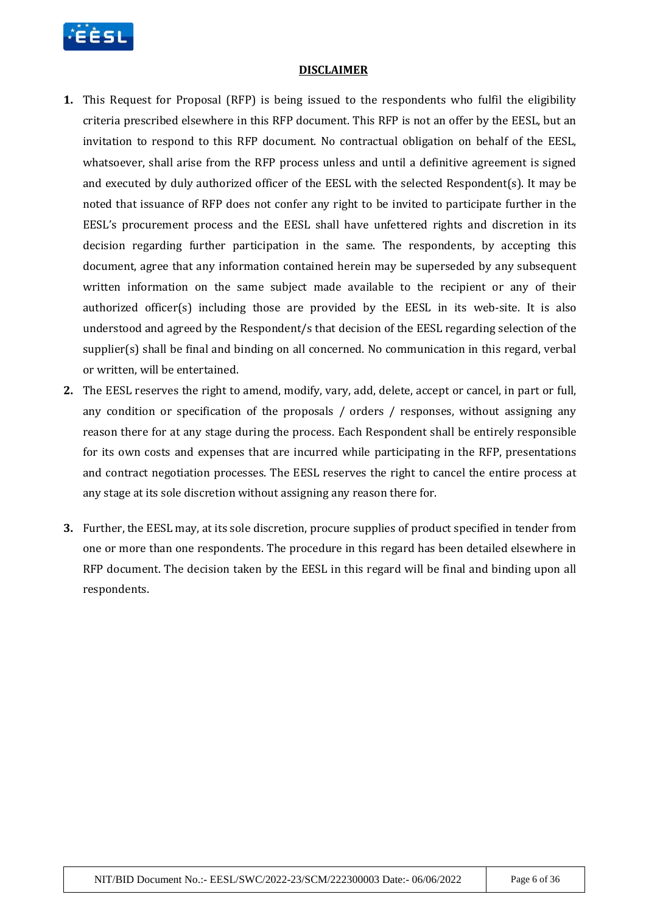## DISCLAIMER

1. This Request for Proposal (RFP) is being issued to the respondents who fulfil the eligibility criteria prescribed elsewhere in this RFP document. This RFP is not an offer by the EESL, but an invitation to respond to this RFP document. No contractual obligation on behalf of the EESL, whatsoever, shall arise from the RFP process unless and until a definitive agreement is signed and executed by duly authorized officer of the EESL with the selected Respondent(s). It may be noted that issuance of RFP does not confer any right to be invited to participate further in the EESL's procurement process and the EESL shall have unfettered rights and discretion in its decision regarding further participation in the same. The respondents, by accepting this document, agree that any information contained herein may be superseded by any subsequent written information on the same subject made available to the recipient or any of their authorized officer(s) including those are provided by the EESL in its web-site. It is also understood and agreed by the Respondent/s that decision of the EESL regarding selection of the supplier(s) shall be final and binding on all concerned. No communication in this regard, verbal or written, will be entertained.
2. The EESL reserves the right to amend, modify, vary, add, delete, accept or cancel, in part or full, any condition or specification of the proposals / orders / responses, without assigning any reason there for at any stage during the process. Each Respondent shall be entirely responsible for its own costs and expenses that are incurred while participating in the RFP, presentations and contract negotiation processes. The EESL reserves the right to cancel the entire process at any stage at its sole discretion without assigning any reason there for.
3. Further, the EESL may, at its sole discretion, procure supplies of product specified in tender from one or more than one respondents. The procedure in this regard has been detailed elsewhere in RFP document. The decision taken by the EESL in this regard will be final and binding upon all respondents.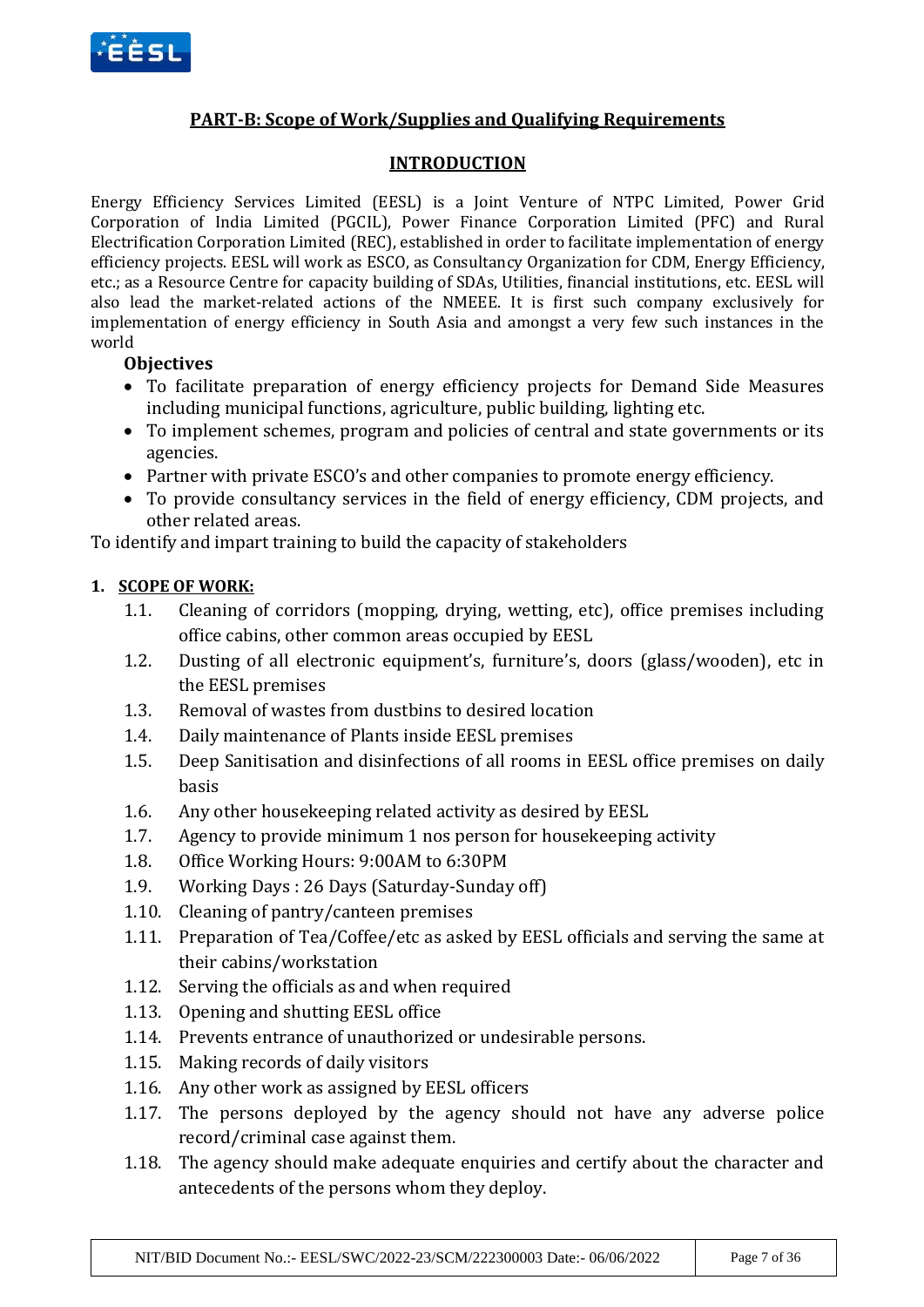## PART-B: Scope of Work/Supplies and Qualifying Requirements

### INTRODUCTION

Energy Efficiency Services Limited (EESL) is a Joint Venture of NTPC Limited, Power Grid Corporation of India Limited (PGCIL), Power Finance Corporation Limited (PFC) and Rural Electrification Corporation Limited (REC), established in order to facilitate implementation of energy efficiency projects. EESL will work as ESCO, as Consultancy Organization for CDM, Energy Efficiency, etc.; as a Resource Centre for capacity building of SDAs, Utilities, financial institutions, etc. EESL will also lead the market-related actions of the NMEEE. It is first such company exclusively for implementation of energy efficiency in South Asia and amongst a very few such instances in the world

**Objectives**

- To facilitate preparation of energy efficiency projects for Demand Side Measures including municipal functions, agriculture, public building, lighting etc.
- To implement schemes, program and policies of central and state governments or its agencies.
- Partner with private ESCO's and other companies to promote energy efficiency.
- To provide consultancy services in the field of energy efficiency, CDM projects, and other related areas.

To identify and impart training to build the capacity of stakeholders

**1. SCOPE OF WORK:**

1.1. Cleaning of corridors (mopping, drying, wetting, etc), office premises including office cabins, other common areas occupied by EESL

1.2. Dusting of all electronic equipment's, furniture's, doors (glass/wooden), etc in the EESL premises

1.3. Removal of wastes from dustbins to desired location

1.4. Daily maintenance of Plants inside EESL premises

1.5. Deep Sanitisation and disinfections of all rooms in EESL office premises on daily basis

1.6. Any other housekeeping related activity as desired by EESL

1.7. Agency to provide minimum 1 nos person for housekeeping activity

1.8. Office Working Hours: 9:00AM to 6:30PM

1.9. Working Days : 26 Days (Saturday-Sunday off)

1.10. Cleaning of pantry/canteen premises

1.11. Preparation of Tea/Coffee/etc as asked by EESL officials and serving the same at their cabins/workstation

1.12. Serving the officials as and when required

1.13. Opening and shutting EESL office

1.14. Prevents entrance of unauthorized or undesirable persons.

1.15. Making records of daily visitors

1.16. Any other work as assigned by EESL officers

1.17. The persons deployed by the agency should not have any adverse police record/criminal case against them.

1.18. The agency should make adequate enquiries and certify about the character and antecedents of the persons whom they deploy.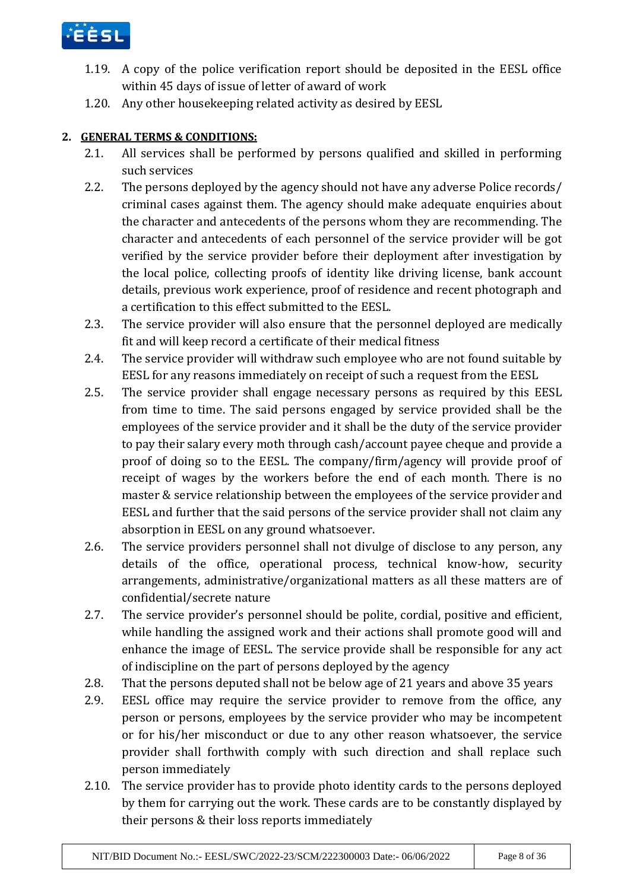1.19. A copy of the police verification report should be deposited in the EESL office within 45 days of issue of letter of award of work

1.20. Any other housekeeping related activity as desired by EESL

**2. GENERAL TERMS & CONDITIONS:**

2.1. All services shall be performed by persons qualified and skilled in performing such services

2.2. The persons deployed by the agency should not have any adverse Police records/ criminal cases against them. The agency should make adequate enquiries about the character and antecedents of the persons whom they are recommending. The character and antecedents of each personnel of the service provider will be got verified by the service provider before their deployment after investigation by the local police, collecting proofs of identity like driving license, bank account details, previous work experience, proof of residence and recent photograph and a certification to this effect submitted to the EESL.

2.3. The service provider will also ensure that the personnel deployed are medically fit and will keep record a certificate of their medical fitness

2.4. The service provider will withdraw such employee who are not found suitable by EESL for any reasons immediately on receipt of such a request from the EESL

2.5. The service provider shall engage necessary persons as required by this EESL from time to time. The said persons engaged by service provided shall be the employees of the service provider and it shall be the duty of the service provider to pay their salary every moth through cash/account payee cheque and provide a proof of doing so to the EESL. The company/firm/agency will provide proof of receipt of wages by the workers before the end of each month. There is no master & service relationship between the employees of the service provider and EESL and further that the said persons of the service provider shall not claim any absorption in EESL on any ground whatsoever.

2.6. The service providers personnel shall not divulge of disclose to any person, any details of the office, operational process, technical know-how, security arrangements, administrative/organizational matters as all these matters are of confidential/secrete nature

2.7. The service provider's personnel should be polite, cordial, positive and efficient, while handling the assigned work and their actions shall promote good will and enhance the image of EESL. The service provide shall be responsible for any act of indiscipline on the part of persons deployed by the agency

2.8. That the persons deputed shall not be below age of 21 years and above 35 years

2.9. EESL office may require the service provider to remove from the office, any person or persons, employees by the service provider who may be incompetent or for his/her misconduct or due to any other reason whatsoever, the service provider shall forthwith comply with such direction and shall replace such person immediately

2.10. The service provider has to provide photo identity cards to the persons deployed by them for carrying out the work. These cards are to be constantly displayed by their persons & their loss reports immediately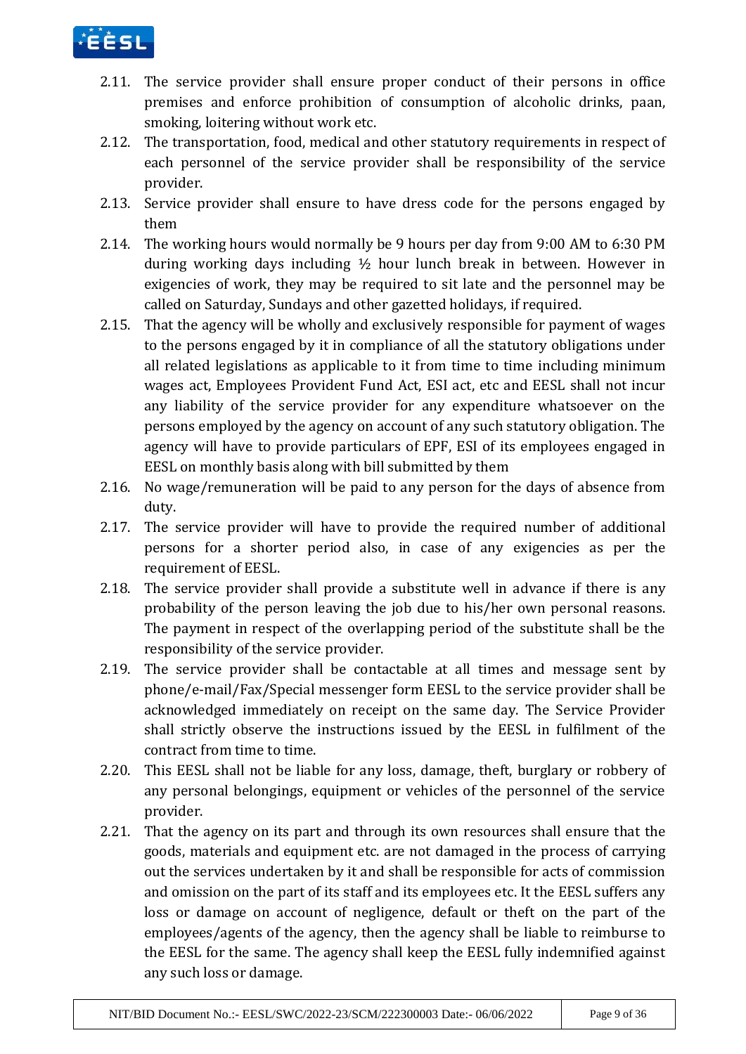2.11. The service provider shall ensure proper conduct of their persons in office premises and enforce prohibition of consumption of alcoholic drinks, paan, smoking, loitering without work etc.

2.12. The transportation, food, medical and other statutory requirements in respect of each personnel of the service provider shall be responsibility of the service provider.

2.13. Service provider shall ensure to have dress code for the persons engaged by them

2.14. The working hours would normally be 9 hours per day from 9:00 AM to 6:30 PM during working days including ½ hour lunch break in between. However in exigencies of work, they may be required to sit late and the personnel may be called on Saturday, Sundays and other gazetted holidays, if required.

2.15. That the agency will be wholly and exclusively responsible for payment of wages to the persons engaged by it in compliance of all the statutory obligations under all related legislations as applicable to it from time to time including minimum wages act, Employees Provident Fund Act, ESI act, etc and EESL shall not incur any liability of the service provider for any expenditure whatsoever on the persons employed by the agency on account of any such statutory obligation. The agency will have to provide particulars of EPF, ESI of its employees engaged in EESL on monthly basis along with bill submitted by them

2.16. No wage/remuneration will be paid to any person for the days of absence from duty.

2.17. The service provider will have to provide the required number of additional persons for a shorter period also, in case of any exigencies as per the requirement of EESL.

2.18. The service provider shall provide a substitute well in advance if there is any probability of the person leaving the job due to his/her own personal reasons. The payment in respect of the overlapping period of the substitute shall be the responsibility of the service provider.

2.19. The service provider shall be contactable at all times and message sent by phone/e-mail/Fax/Special messenger form EESL to the service provider shall be acknowledged immediately on receipt on the same day. The Service Provider shall strictly observe the instructions issued by the EESL in fulfilment of the contract from time to time.

2.20. This EESL shall not be liable for any loss, damage, theft, burglary or robbery of any personal belongings, equipment or vehicles of the personnel of the service provider.

2.21. That the agency on its part and through its own resources shall ensure that the goods, materials and equipment etc. are not damaged in the process of carrying out the services undertaken by it and shall be responsible for acts of commission and omission on the part of its staff and its employees etc. It the EESL suffers any loss or damage on account of negligence, default or theft on the part of the employees/agents of the agency, then the agency shall be liable to reimburse to the EESL for the same. The agency shall keep the EESL fully indemnified against any such loss or damage.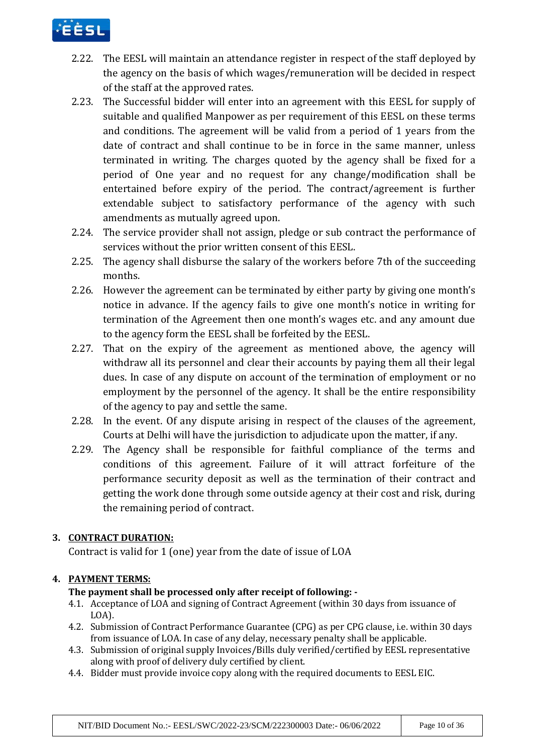2.22. The EESL will maintain an attendance register in respect of the staff deployed by the agency on the basis of which wages/remuneration will be decided in respect of the staff at the approved rates.

2.23. The Successful bidder will enter into an agreement with this EESL for supply of suitable and qualified Manpower as per requirement of this EESL on these terms and conditions. The agreement will be valid from a period of 1 years from the date of contract and shall continue to be in force in the same manner, unless terminated in writing. The charges quoted by the agency shall be fixed for a period of One year and no request for any change/modification shall be entertained before expiry of the period. The contract/agreement is further extendable subject to satisfactory performance of the agency with such amendments as mutually agreed upon.

2.24. The service provider shall not assign, pledge or sub contract the performance of services without the prior written consent of this EESL.

2.25. The agency shall disburse the salary of the workers before 7th of the succeeding months.

2.26. However the agreement can be terminated by either party by giving one month's notice in advance. If the agency fails to give one month's notice in writing for termination of the Agreement then one month's wages etc. and any amount due to the agency form the EESL shall be forfeited by the EESL.

2.27. That on the expiry of the agreement as mentioned above, the agency will withdraw all its personnel and clear their accounts by paying them all their legal dues. In case of any dispute on account of the termination of employment or no employment by the personnel of the agency. It shall be the entire responsibility of the agency to pay and settle the same.

2.28. In the event. Of any dispute arising in respect of the clauses of the agreement, Courts at Delhi will have the jurisdiction to adjudicate upon the matter, if any.

2.29. The Agency shall be responsible for faithful compliance of the terms and conditions of this agreement. Failure of it will attract forfeiture of the performance security deposit as well as the termination of their contract and getting the work done through some outside agency at their cost and risk, during the remaining period of contract.

## 3. CONTRACT DURATION:

Contract is valid for 1 (one) year from the date of issue of LOA

## 4. PAYMENT TERMS:

**The payment shall be processed only after receipt of following: -**

4.1. Acceptance of LOA and signing of Contract Agreement (within 30 days from issuance of LOA).

4.2. Submission of Contract Performance Guarantee (CPG) as per CPG clause, i.e. within 30 days from issuance of LOA. In case of any delay, necessary penalty shall be applicable.

4.3. Submission of original supply Invoices/Bills duly verified/certified by EESL representative along with proof of delivery duly certified by client.

4.4. Bidder must provide invoice copy along with the required documents to EESL EIC.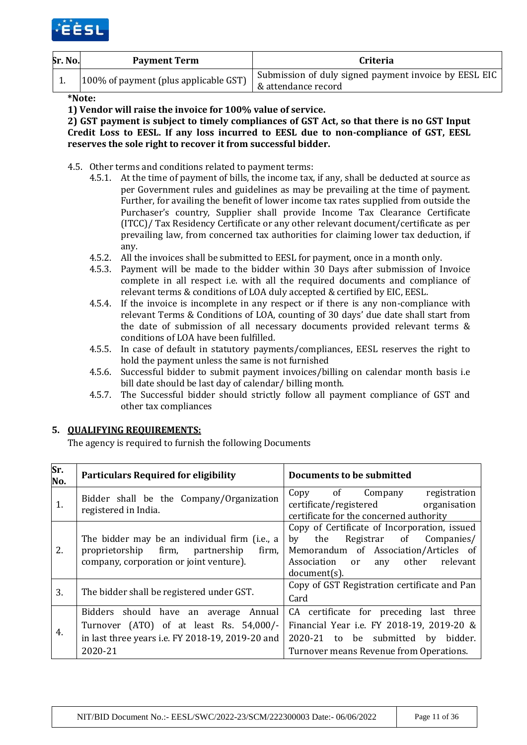| Sr. No. | Payment Term | Criteria |
|---|---|---|
| 1. | 100% of payment (plus applicable GST) | Submission of duly signed payment invoice by EESL EIC & attendance record |

**\*Note:**

**1) Vendor will raise the invoice for 100% value of service.**

**2) GST payment is subject to timely compliances of GST Act, so that there is no GST Input Credit Loss to EESL. If any loss incurred to EESL due to non-compliance of GST, EESL reserves the sole right to recover it from successful bidder.**

4.5. Other terms and conditions related to payment terms:

4.5.1. At the time of payment of bills, the income tax, if any, shall be deducted at source as per Government rules and guidelines as may be prevailing at the time of payment. Further, for availing the benefit of lower income tax rates supplied from outside the Purchaser's country, Supplier shall provide Income Tax Clearance Certificate (ITCC)/ Tax Residency Certificate or any other relevant document/certificate as per prevailing law, from concerned tax authorities for claiming lower tax deduction, if any.

4.5.2. All the invoices shall be submitted to EESL for payment, once in a month only.

4.5.3. Payment will be made to the bidder within 30 Days after submission of Invoice complete in all respect i.e. with all the required documents and compliance of relevant terms & conditions of LOA duly accepted & certified by EIC, EESL.

4.5.4. If the invoice is incomplete in any respect or if there is any non-compliance with relevant Terms & Conditions of LOA, counting of 30 days' due date shall start from the date of submission of all necessary documents provided relevant terms & conditions of LOA have been fulfilled.

4.5.5. In case of default in statutory payments/compliances, EESL reserves the right to hold the payment unless the same is not furnished

4.5.6. Successful bidder to submit payment invoices/billing on calendar month basis i.e bill date should be last day of calendar/ billing month.

4.5.7. The Successful bidder should strictly follow all payment compliance of GST and other tax compliances

## 5. QUALIFYING REQUIREMENTS:

The agency is required to furnish the following Documents

| Sr. No. | Particulars Required for eligibility | Documents to be submitted |
|---|---|---|
| 1. | Bidder shall be the Company/Organization registered in India. | Copy of Company registration certificate/registered organisation certificate for the concerned authority |
| 2. | The bidder may be an individual firm (i.e., a proprietorship firm, partnership firm, company, corporation or joint venture). | Copy of Certificate of Incorporation, issued by the Registrar of Companies/ Memorandum of Association/Articles of Association or any other relevant document(s). |
| 3. | The bidder shall be registered under GST. | Copy of GST Registration certificate and Pan Card |
| 4. | Bidders should have an average Annual Turnover (ATO) of at least Rs. 54,000/- in last three years i.e. FY 2018-19, 2019-20 and 2020-21 | CA certificate for preceding last three Financial Year i.e. FY 2018-19, 2019-20 & 2020-21 to be submitted by bidder. Turnover means Revenue from Operations. |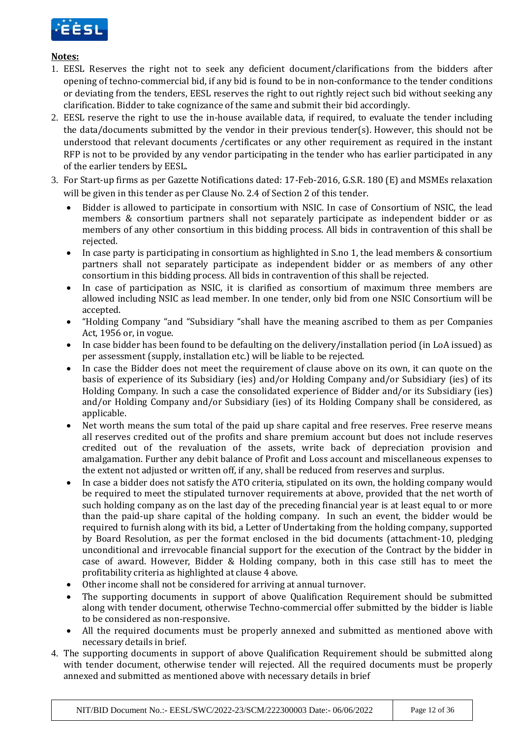**Notes:**

1. EESL Reserves the right not to seek any deficient document/clarifications from the bidders after opening of techno-commercial bid, if any bid is found to be in non-conformance to the tender conditions or deviating from the tenders, EESL reserves the right to out rightly reject such bid without seeking any clarification. Bidder to take cognizance of the same and submit their bid accordingly.
2. EESL reserve the right to use the in-house available data, if required, to evaluate the tender including the data/documents submitted by the vendor in their previous tender(s). However, this should not be understood that relevant documents /certificates or any other requirement as required in the instant RFP is not to be provided by any vendor participating in the tender who has earlier participated in any of the earlier tenders by EESL.
3. For Start-up firms as per Gazette Notifications dated: 17-Feb-2016, G.S.R. 180 (E) and MSMEs relaxation will be given in this tender as per Clause No. 2.4 of Section 2 of this tender.
   - Bidder is allowed to participate in consortium with NSIC. In case of Consortium of NSIC, the lead members & consortium partners shall not separately participate as independent bidder or as members of any other consortium in this bidding process. All bids in contravention of this shall be rejected.
   - In case party is participating in consortium as highlighted in S.no 1, the lead members & consortium partners shall not separately participate as independent bidder or as members of any other consortium in this bidding process. All bids in contravention of this shall be rejected.
   - In case of participation as NSIC, it is clarified as consortium of maximum three members are allowed including NSIC as lead member. In one tender, only bid from one NSIC Consortium will be accepted.
   - "Holding Company "and "Subsidiary "shall have the meaning ascribed to them as per Companies Act, 1956 or, in vogue.
   - In case bidder has been found to be defaulting on the delivery/installation period (in LoA issued) as per assessment (supply, installation etc.) will be liable to be rejected.
   - In case the Bidder does not meet the requirement of clause above on its own, it can quote on the basis of experience of its Subsidiary (ies) and/or Holding Company and/or Subsidiary (ies) of its Holding Company. In such a case the consolidated experience of Bidder and/or its Subsidiary (ies) and/or Holding Company and/or Subsidiary (ies) of its Holding Company shall be considered, as applicable.
   - Net worth means the sum total of the paid up share capital and free reserves. Free reserve means all reserves credited out of the profits and share premium account but does not include reserves credited out of the revaluation of the assets, write back of depreciation provision and amalgamation. Further any debit balance of Profit and Loss account and miscellaneous expenses to the extent not adjusted or written off, if any, shall be reduced from reserves and surplus.
   - In case a bidder does not satisfy the ATO criteria, stipulated on its own, the holding company would be required to meet the stipulated turnover requirements at above, provided that the net worth of such holding company as on the last day of the preceding financial year is at least equal to or more than the paid-up share capital of the holding company. In such an event, the bidder would be required to furnish along with its bid, a Letter of Undertaking from the holding company, supported by Board Resolution, as per the format enclosed in the bid documents (attachment-10, pledging unconditional and irrevocable financial support for the execution of the Contract by the bidder in case of award. However, Bidder & Holding company, both in this case still has to meet the profitability criteria as highlighted at clause 4 above.
   - Other income shall not be considered for arriving at annual turnover.
   - The supporting documents in support of above Qualification Requirement should be submitted along with tender document, otherwise Techno-commercial offer submitted by the bidder is liable to be considered as non-responsive.
   - All the required documents must be properly annexed and submitted as mentioned above with necessary details in brief.
4. The supporting documents in support of above Qualification Requirement should be submitted along with tender document, otherwise tender will rejected. All the required documents must be properly annexed and submitted as mentioned above with necessary details in brief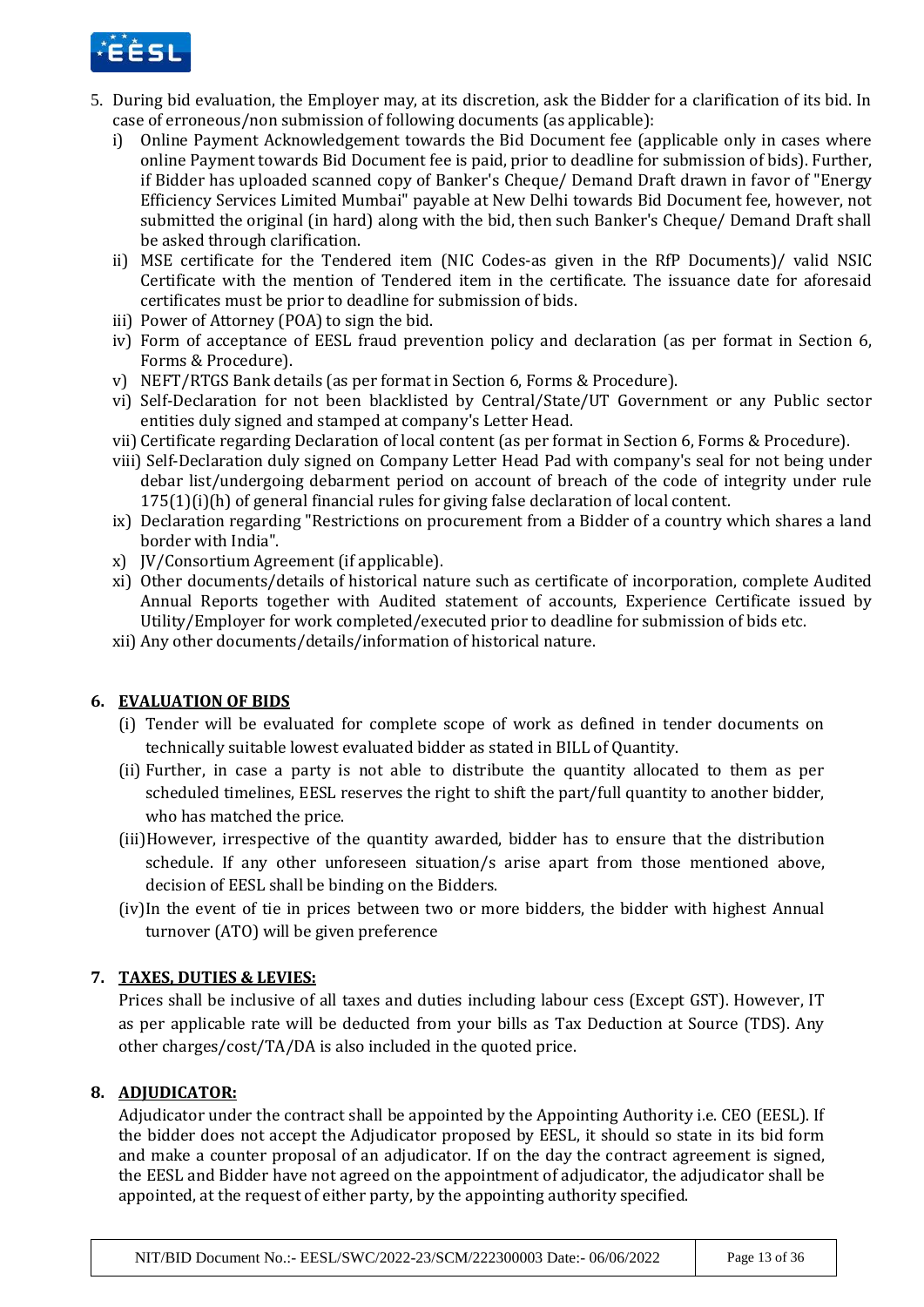5. During bid evaluation, the Employer may, at its discretion, ask the Bidder for a clarification of its bid. In case of erroneous/non submission of following documents (as applicable):
   i) Online Payment Acknowledgement towards the Bid Document fee (applicable only in cases where online Payment towards Bid Document fee is paid, prior to deadline for submission of bids). Further, if Bidder has uploaded scanned copy of Banker's Cheque/ Demand Draft drawn in favor of "Energy Efficiency Services Limited Mumbai" payable at New Delhi towards Bid Document fee, however, not submitted the original (in hard) along with the bid, then such Banker's Cheque/ Demand Draft shall be asked through clarification.
   ii) MSE certificate for the Tendered item (NIC Codes-as given in the RfP Documents)/ valid NSIC Certificate with the mention of Tendered item in the certificate. The issuance date for aforesaid certificates must be prior to deadline for submission of bids.
   iii) Power of Attorney (POA) to sign the bid.
   iv) Form of acceptance of EESL fraud prevention policy and declaration (as per format in Section 6, Forms & Procedure).
   v) NEFT/RTGS Bank details (as per format in Section 6, Forms & Procedure).
   vi) Self-Declaration for not been blacklisted by Central/State/UT Government or any Public sector entities duly signed and stamped at company's Letter Head.
   vii) Certificate regarding Declaration of local content (as per format in Section 6, Forms & Procedure).
   viii) Self-Declaration duly signed on Company Letter Head Pad with company's seal for not being under debar list/undergoing debarment period on account of breach of the code of integrity under rule 175(1)(i)(h) of general financial rules for giving false declaration of local content.
   ix) Declaration regarding "Restrictions on procurement from a Bidder of a country which shares a land border with India".
   x) JV/Consortium Agreement (if applicable).
   xi) Other documents/details of historical nature such as certificate of incorporation, complete Audited Annual Reports together with Audited statement of accounts, Experience Certificate issued by Utility/Employer for work completed/executed prior to deadline for submission of bids etc.
   xii) Any other documents/details/information of historical nature.

## 6. EVALUATION OF BIDS

(i) Tender will be evaluated for complete scope of work as defined in tender documents on technically suitable lowest evaluated bidder as stated in BILL of Quantity.

(ii) Further, in case a party is not able to distribute the quantity allocated to them as per scheduled timelines, EESL reserves the right to shift the part/full quantity to another bidder, who has matched the price.

(iii) However, irrespective of the quantity awarded, bidder has to ensure that the distribution schedule. If any other unforeseen situation/s arise apart from those mentioned above, decision of EESL shall be binding on the Bidders.

(iv) In the event of tie in prices between two or more bidders, the bidder with highest Annual turnover (ATO) will be given preference

## 7. TAXES, DUTIES & LEVIES:

Prices shall be inclusive of all taxes and duties including labour cess (Except GST). However, IT as per applicable rate will be deducted from your bills as Tax Deduction at Source (TDS). Any other charges/cost/TA/DA is also included in the quoted price.

## 8. ADJUDICATOR:

Adjudicator under the contract shall be appointed by the Appointing Authority i.e. CEO (EESL). If the bidder does not accept the Adjudicator proposed by EESL, it should so state in its bid form and make a counter proposal of an adjudicator. If on the day the contract agreement is signed, the EESL and Bidder have not agreed on the appointment of adjudicator, the adjudicator shall be appointed, at the request of either party, by the appointing authority specified.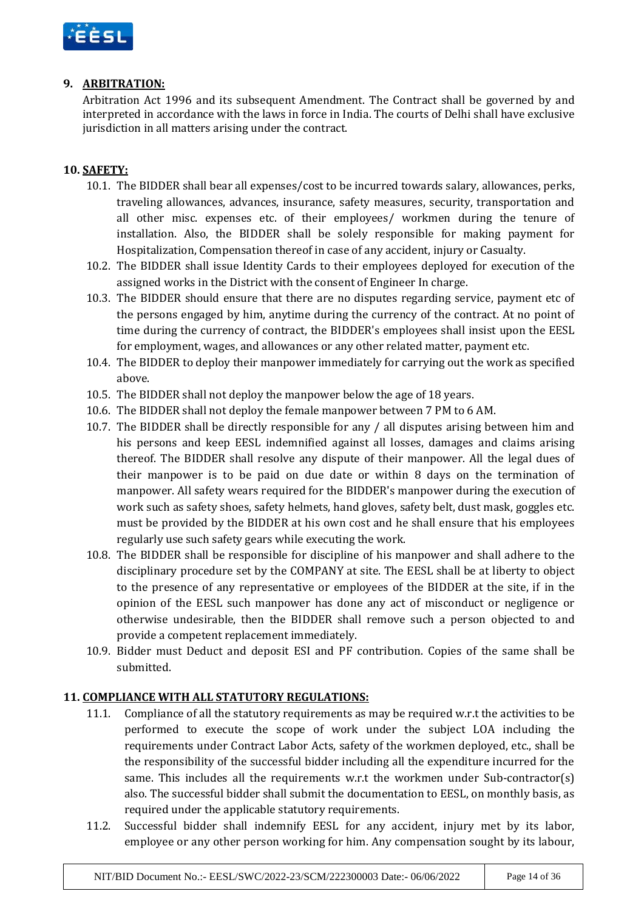## 9. ARBITRATION:

Arbitration Act 1996 and its subsequent Amendment. The Contract shall be governed by and interpreted in accordance with the laws in force in India. The courts of Delhi shall have exclusive jurisdiction in all matters arising under the contract.

## 10. SAFETY:

10.1. The BIDDER shall bear all expenses/cost to be incurred towards salary, allowances, perks, traveling allowances, advances, insurance, safety measures, security, transportation and all other misc. expenses etc. of their employees/ workmen during the tenure of installation. Also, the BIDDER shall be solely responsible for making payment for Hospitalization, Compensation thereof in case of any accident, injury or Casualty.

10.2. The BIDDER shall issue Identity Cards to their employees deployed for execution of the assigned works in the District with the consent of Engineer In charge.

10.3. The BIDDER should ensure that there are no disputes regarding service, payment etc of the persons engaged by him, anytime during the currency of the contract. At no point of time during the currency of contract, the BIDDER's employees shall insist upon the EESL for employment, wages, and allowances or any other related matter, payment etc.

10.4. The BIDDER to deploy their manpower immediately for carrying out the work as specified above.

10.5. The BIDDER shall not deploy the manpower below the age of 18 years.

10.6. The BIDDER shall not deploy the female manpower between 7 PM to 6 AM.

10.7. The BIDDER shall be directly responsible for any / all disputes arising between him and his persons and keep EESL indemnified against all losses, damages and claims arising thereof. The BIDDER shall resolve any dispute of their manpower. All the legal dues of their manpower is to be paid on due date or within 8 days on the termination of manpower. All safety wears required for the BIDDER's manpower during the execution of work such as safety shoes, safety helmets, hand gloves, safety belt, dust mask, goggles etc. must be provided by the BIDDER at his own cost and he shall ensure that his employees regularly use such safety gears while executing the work.

10.8. The BIDDER shall be responsible for discipline of his manpower and shall adhere to the disciplinary procedure set by the COMPANY at site. The EESL shall be at liberty to object to the presence of any representative or employees of the BIDDER at the site, if in the opinion of the EESL such manpower has done any act of misconduct or negligence or otherwise undesirable, then the BIDDER shall remove such a person objected to and provide a competent replacement immediately.

10.9. Bidder must Deduct and deposit ESI and PF contribution. Copies of the same shall be submitted.

## 11. COMPLIANCE WITH ALL STATUTORY REGULATIONS:

11.1. Compliance of all the statutory requirements as may be required w.r.t the activities to be performed to execute the scope of work under the subject LOA including the requirements under Contract Labor Acts, safety of the workmen deployed, etc., shall be the responsibility of the successful bidder including all the expenditure incurred for the same. This includes all the requirements w.r.t the workmen under Sub-contractor(s) also. The successful bidder shall submit the documentation to EESL, on monthly basis, as required under the applicable statutory requirements.

11.2. Successful bidder shall indemnify EESL for any accident, injury met by its labor, employee or any other person working for him. Any compensation sought by its labour,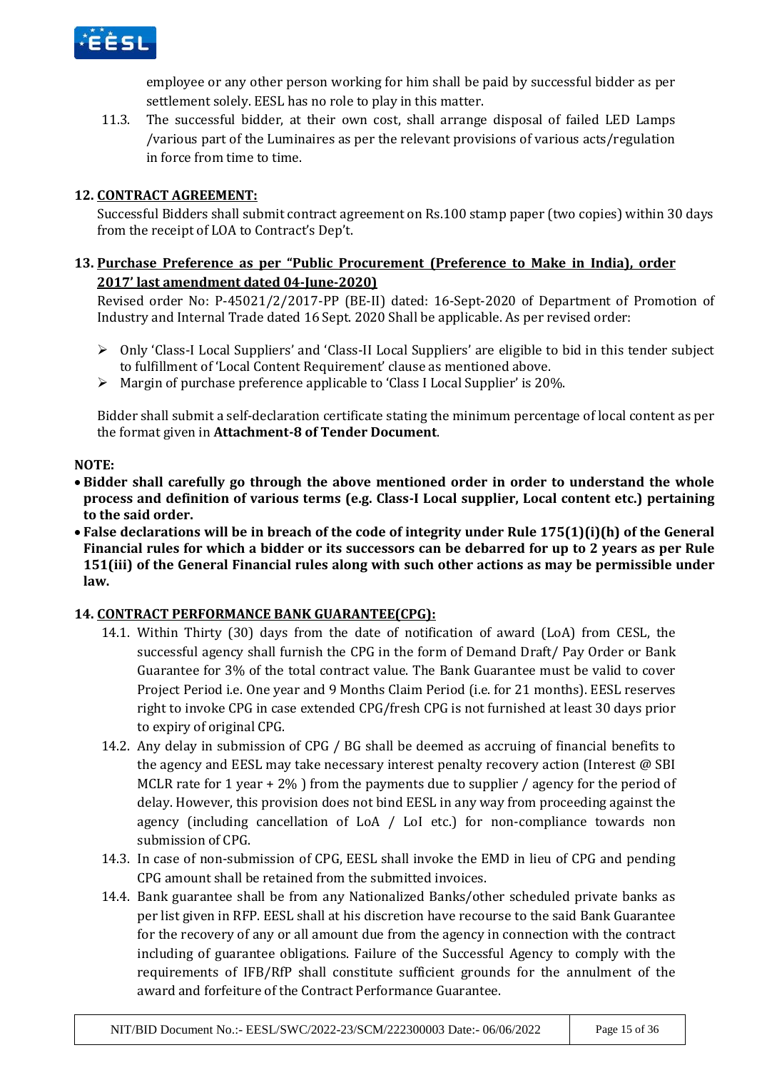employee or any other person working for him shall be paid by successful bidder as per settlement solely. EESL has no role to play in this matter.

11.3. The successful bidder, at their own cost, shall arrange disposal of failed LED Lamps /various part of the Luminaires as per the relevant provisions of various acts/regulation in force from time to time.

## 12. CONTRACT AGREEMENT:

Successful Bidders shall submit contract agreement on Rs.100 stamp paper (two copies) within 30 days from the receipt of LOA to Contract's Dep't.

## 13. Purchase Preference as per "Public Procurement (Preference to Make in India), order 2017' last amendment dated 04-June-2020)

Revised order No: P-45021/2/2017-PP (BE-II) dated: 16-Sept-2020 of Department of Promotion of Industry and Internal Trade dated 16 Sept. 2020 Shall be applicable. As per revised order:

- Only 'Class-I Local Suppliers' and 'Class-II Local Suppliers' are eligible to bid in this tender subject to fulfillment of 'Local Content Requirement' clause as mentioned above.
- Margin of purchase preference applicable to 'Class I Local Supplier' is 20%.

Bidder shall submit a self-declaration certificate stating the minimum percentage of local content as per the format given in **Attachment-8 of Tender Document**.

**NOTE:**

- **Bidder shall carefully go through the above mentioned order in order to understand the whole process and definition of various terms (e.g. Class-I Local supplier, Local content etc.) pertaining to the said order.**
- **False declarations will be in breach of the code of integrity under Rule 175(1)(i)(h) of the General Financial rules for which a bidder or its successors can be debarred for up to 2 years as per Rule 151(iii) of the General Financial rules along with such other actions as may be permissible under law.**

## 14. CONTRACT PERFORMANCE BANK GUARANTEE(CPG):

14.1. Within Thirty (30) days from the date of notification of award (LoA) from CESL, the successful agency shall furnish the CPG in the form of Demand Draft/ Pay Order or Bank Guarantee for 3% of the total contract value. The Bank Guarantee must be valid to cover Project Period i.e. One year and 9 Months Claim Period (i.e. for 21 months). EESL reserves right to invoke CPG in case extended CPG/fresh CPG is not furnished at least 30 days prior to expiry of original CPG.

14.2. Any delay in submission of CPG / BG shall be deemed as accruing of financial benefits to the agency and EESL may take necessary interest penalty recovery action (Interest @ SBI MCLR rate for 1 year + 2% ) from the payments due to supplier / agency for the period of delay. However, this provision does not bind EESL in any way from proceeding against the agency (including cancellation of LoA / LoI etc.) for non-compliance towards non submission of CPG.

14.3. In case of non-submission of CPG, EESL shall invoke the EMD in lieu of CPG and pending CPG amount shall be retained from the submitted invoices.

14.4. Bank guarantee shall be from any Nationalized Banks/other scheduled private banks as per list given in RFP. EESL shall at his discretion have recourse to the said Bank Guarantee for the recovery of any or all amount due from the agency in connection with the contract including of guarantee obligations. Failure of the Successful Agency to comply with the requirements of IFB/RfP shall constitute sufficient grounds for the annulment of the award and forfeiture of the Contract Performance Guarantee.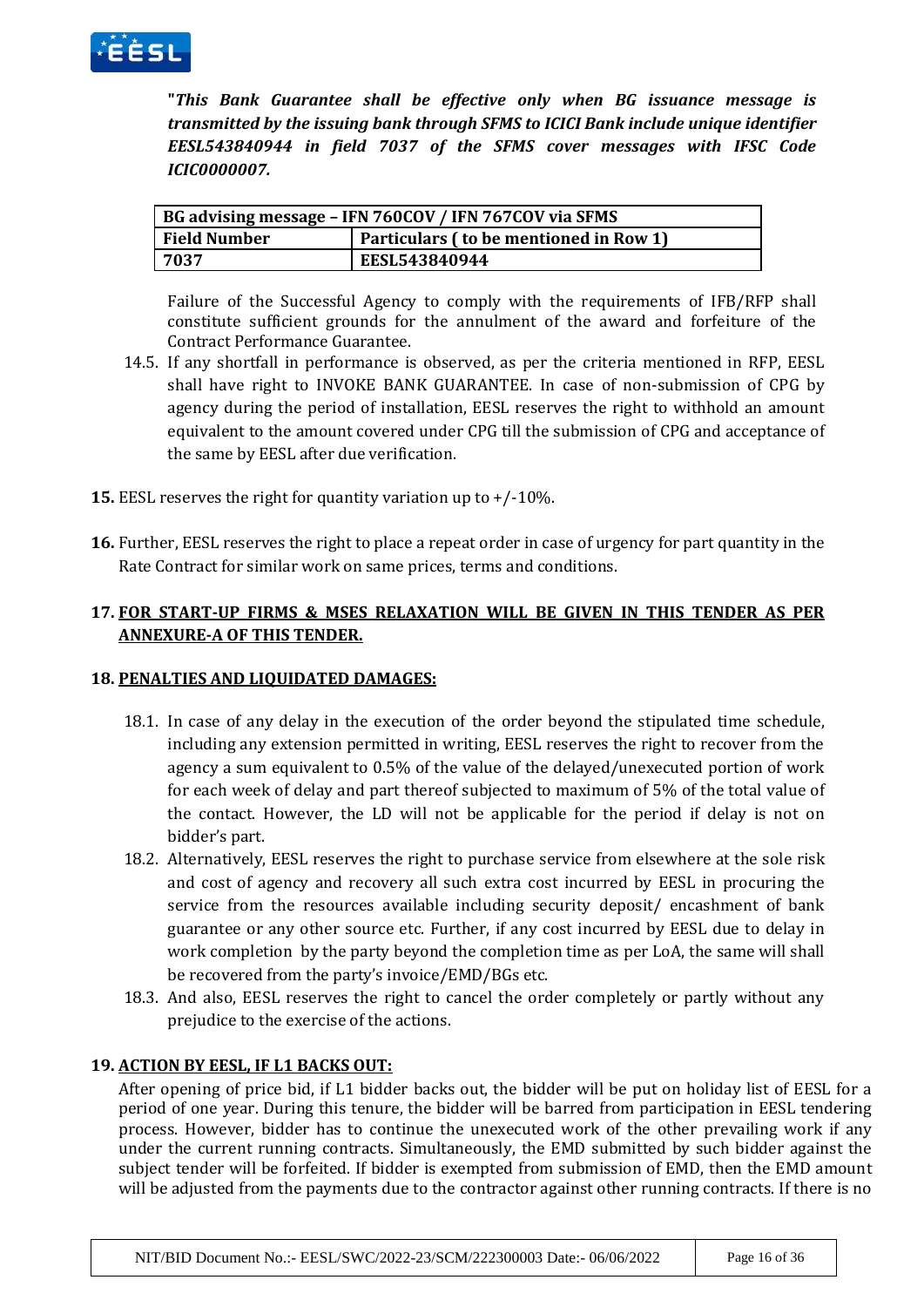***"This Bank Guarantee shall be effective only when BG issuance message is transmitted by the issuing bank through SFMS to ICICI Bank include unique identifier EESL543840944 in field 7037 of the SFMS cover messages with IFSC Code ICIC0000007.***

| BG advising message – IFN 760COV / IFN 767COV via SFMS | |
|---|---|
| **Field Number** | **Particulars ( to be mentioned in Row 1)** |
| **7037** | **EESL543840944** |

Failure of the Successful Agency to comply with the requirements of IFB/RFP shall constitute sufficient grounds for the annulment of the award and forfeiture of the Contract Performance Guarantee.

14.5. If any shortfall in performance is observed, as per the criteria mentioned in RFP, EESL shall have right to INVOKE BANK GUARANTEE. In case of non-submission of CPG by agency during the period of installation, EESL reserves the right to withhold an amount equivalent to the amount covered under CPG till the submission of CPG and acceptance of the same by EESL after due verification.

**15.** EESL reserves the right for quantity variation up to +/-10%.

**16.** Further, EESL reserves the right to place a repeat order in case of urgency for part quantity in the Rate Contract for similar work on same prices, terms and conditions.

**17. FOR START-UP FIRMS & MSES RELAXATION WILL BE GIVEN IN THIS TENDER AS PER ANNEXURE-A OF THIS TENDER.**

**18. PENALTIES AND LIQUIDATED DAMAGES:**

18.1. In case of any delay in the execution of the order beyond the stipulated time schedule, including any extension permitted in writing, EESL reserves the right to recover from the agency a sum equivalent to 0.5% of the value of the delayed/unexecuted portion of work for each week of delay and part thereof subjected to maximum of 5% of the total value of the contact. However, the LD will not be applicable for the period if delay is not on bidder's part.

18.2. Alternatively, EESL reserves the right to purchase service from elsewhere at the sole risk and cost of agency and recovery all such extra cost incurred by EESL in procuring the service from the resources available including security deposit/ encashment of bank guarantee or any other source etc. Further, if any cost incurred by EESL due to delay in work completion by the party beyond the completion time as per LoA, the same will shall be recovered from the party's invoice/EMD/BGs etc.

18.3. And also, EESL reserves the right to cancel the order completely or partly without any prejudice to the exercise of the actions.

**19. ACTION BY EESL, IF L1 BACKS OUT:**

After opening of price bid, if L1 bidder backs out, the bidder will be put on holiday list of EESL for a period of one year. During this tenure, the bidder will be barred from participation in EESL tendering process. However, bidder has to continue the unexecuted work of the other prevailing work if any under the current running contracts. Simultaneously, the EMD submitted by such bidder against the subject tender will be forfeited. If bidder is exempted from submission of EMD, then the EMD amount will be adjusted from the payments due to the contractor against other running contracts. If there is no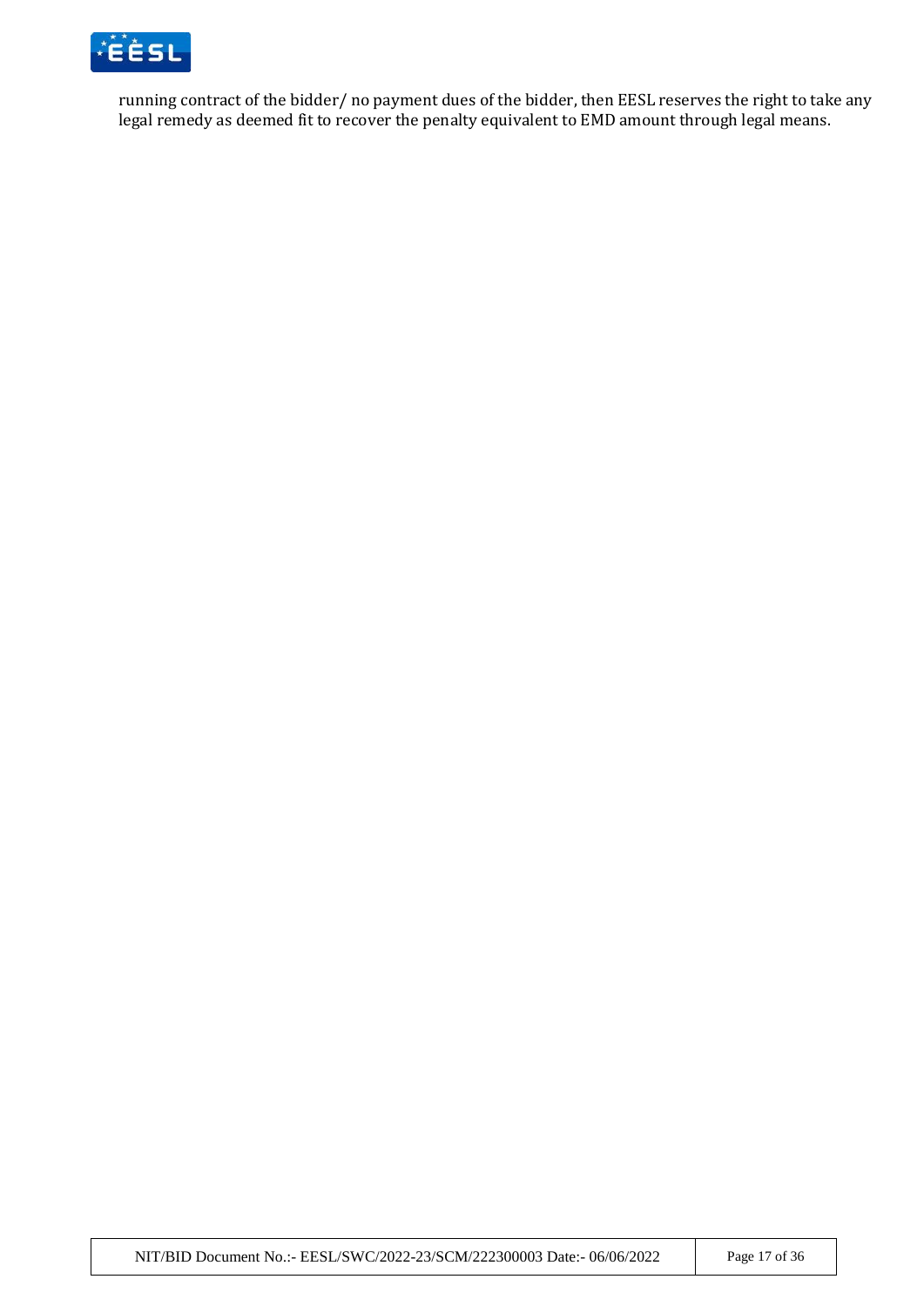running contract of the bidder/ no payment dues of the bidder, then EESL reserves the right to take any legal remedy as deemed fit to recover the penalty equivalent to EMD amount through legal means.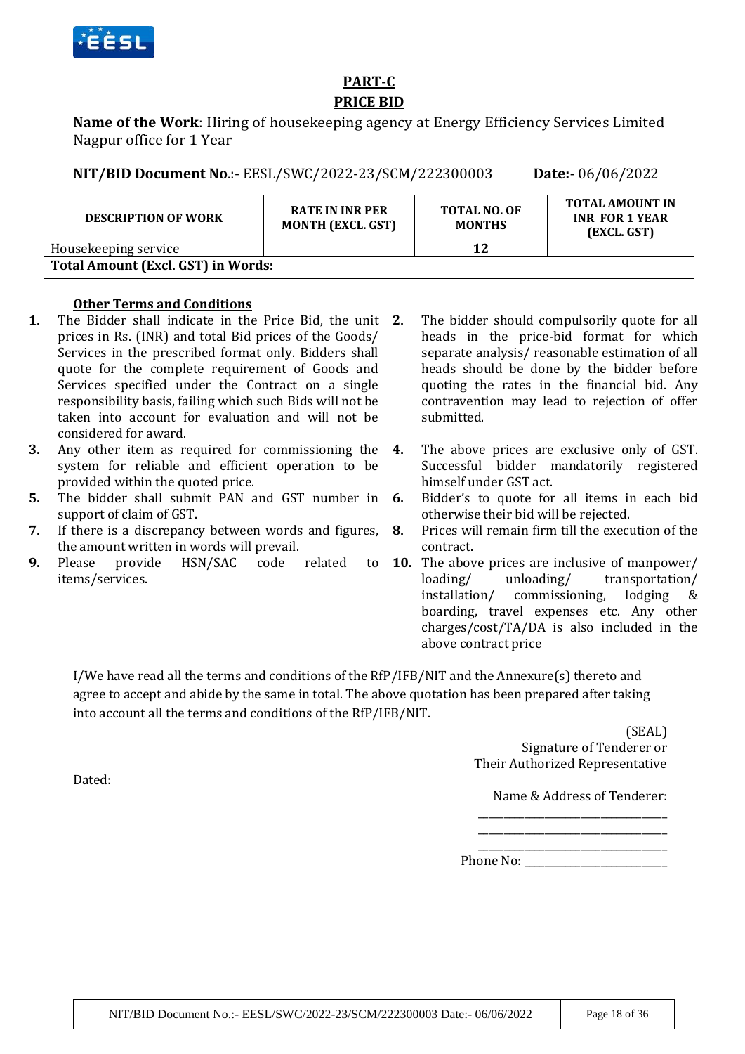## PART-C

## PRICE BID

**Name of the Work**: Hiring of housekeeping agency at Energy Efficiency Services Limited Nagpur office for 1 Year

**NIT/BID Document No**.:- EESL/SWC/2022-23/SCM/222300003 **Date:-** 06/06/2022

| DESCRIPTION OF WORK | RATE IN INR PER MONTH (EXCL. GST) | TOTAL NO. OF MONTHS | TOTAL AMOUNT IN INR FOR 1 YEAR (EXCL. GST) |
|---|---|---|---|
| Housekeeping service | | 12 | |
| **Total Amount (Excl. GST) in Words:** | | | |

**Other Terms and Conditions**

1. The Bidder shall indicate in the Price Bid, the unit prices in Rs. (INR) and total Bid prices of the Goods/ Services in the prescribed format only. Bidders shall quote for the complete requirement of Goods and Services specified under the Contract on a single responsibility basis, failing which such Bids will not be taken into account for evaluation and will not be considered for award.
2. The bidder should compulsorily quote for all heads in the price-bid format for which separate analysis/ reasonable estimation of all heads should be done by the bidder before quoting the rates in the financial bid. Any contravention may lead to rejection of offer submitted.
3. Any other item as required for commissioning the system for reliable and efficient operation to be provided within the quoted price.
4. The above prices are exclusive only of GST. Successful bidder mandatorily registered himself under GST act.
5. The bidder shall submit PAN and GST number in support of claim of GST.
6. Bidder's to quote for all items in each bid otherwise their bid will be rejected.
7. If there is a discrepancy between words and figures, the amount written in words will prevail.
8. Prices will remain firm till the execution of the contract.
9. Please provide HSN/SAC code related to items/services.
10. The above prices are inclusive of manpower/ loading/ unloading/ transportation/ installation/ commissioning, lodging & boarding, travel expenses etc. Any other charges/cost/TA/DA is also included in the above contract price

I/We have read all the terms and conditions of the RfP/IFB/NIT and the Annexure(s) thereto and agree to accept and abide by the same in total. The above quotation has been prepared after taking into account all the terms and conditions of the RfP/IFB/NIT.

(SEAL)
Signature of Tenderer or
Their Authorized Representative

Dated:

Name & Address of Tenderer:

\_\_\_\_\_\_\_\_\_\_\_\_\_\_\_\_\_\_\_\_\_\_\_\_\_\_\_\_\_\_\_\_

\_\_\_\_\_\_\_\_\_\_\_\_\_\_\_\_\_\_\_\_\_\_\_\_\_\_\_\_\_\_\_\_

\_\_\_\_\_\_\_\_\_\_\_\_\_\_\_\_\_\_\_\_\_\_\_\_\_\_\_\_\_\_\_\_

Phone No: \_\_\_\_\_\_\_\_\_\_\_\_\_\_\_\_\_\_\_\_\_\_\_\_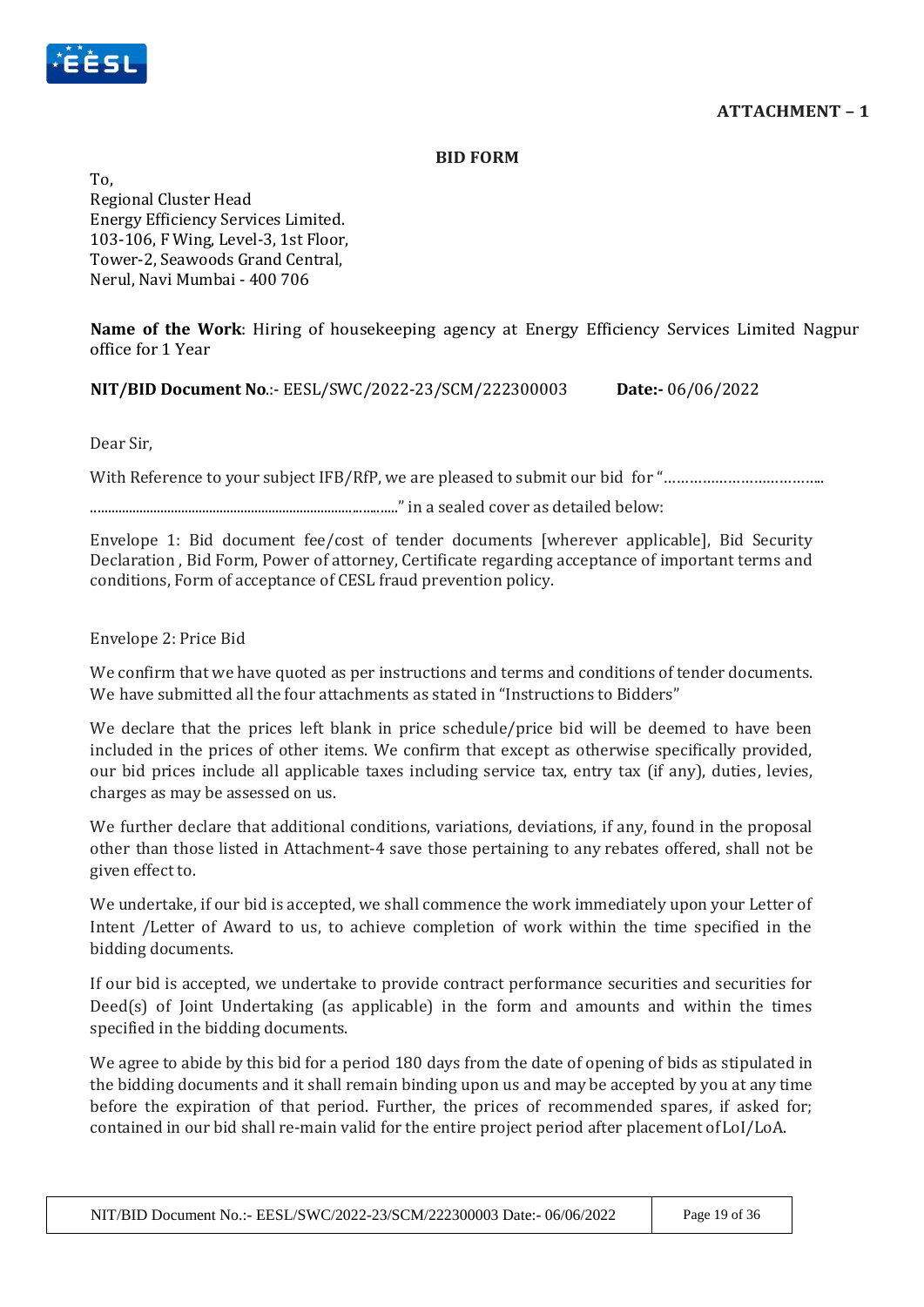**ATTACHMENT – 1**

**BID FORM**

To,
Regional Cluster Head
Energy Efficiency Services Limited.
103-106, F Wing, Level-3, 1st Floor,
Tower-2, Seawoods Grand Central,
Nerul, Navi Mumbai - 400 706

**Name of the Work**: Hiring of housekeeping agency at Energy Efficiency Services Limited Nagpur office for 1 Year

**NIT/BID Document No**.:- EESL/SWC/2022-23/SCM/222300003 **Date:-** 06/06/2022

Dear Sir,

With Reference to your subject IFB/RfP, we are pleased to submit our bid for "……………………………….

……………………………………………………………………….." in a sealed cover as detailed below:

Envelope 1: Bid document fee/cost of tender documents [wherever applicable], Bid Security Declaration , Bid Form, Power of attorney, Certificate regarding acceptance of important terms and conditions, Form of acceptance of CESL fraud prevention policy.

Envelope 2: Price Bid

We confirm that we have quoted as per instructions and terms and conditions of tender documents. We have submitted all the four attachments as stated in "Instructions to Bidders"

We declare that the prices left blank in price schedule/price bid will be deemed to have been included in the prices of other items. We confirm that except as otherwise specifically provided, our bid prices include all applicable taxes including service tax, entry tax (if any), duties, levies, charges as may be assessed on us.

We further declare that additional conditions, variations, deviations, if any, found in the proposal other than those listed in Attachment-4 save those pertaining to any rebates offered, shall not be given effect to.

We undertake, if our bid is accepted, we shall commence the work immediately upon your Letter of Intent /Letter of Award to us, to achieve completion of work within the time specified in the bidding documents.

If our bid is accepted, we undertake to provide contract performance securities and securities for Deed(s) of Joint Undertaking (as applicable) in the form and amounts and within the times specified in the bidding documents.

We agree to abide by this bid for a period 180 days from the date of opening of bids as stipulated in the bidding documents and it shall remain binding upon us and may be accepted by you at any time before the expiration of that period. Further, the prices of recommended spares, if asked for; contained in our bid shall re-main valid for the entire project period after placement of LoI/LoA.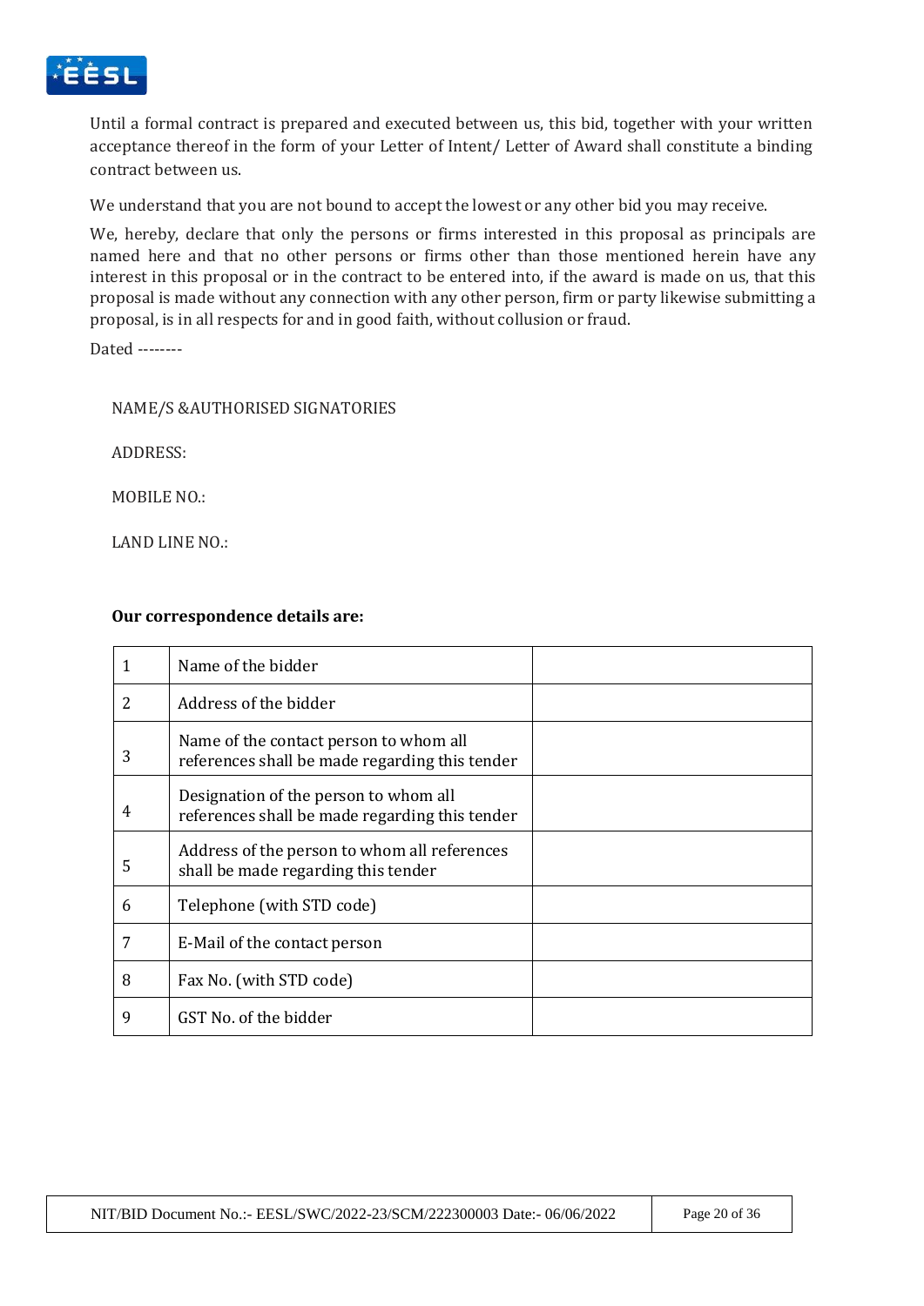Until a formal contract is prepared and executed between us, this bid, together with your written acceptance thereof in the form of your Letter of Intent/ Letter of Award shall constitute a binding contract between us.

We understand that you are not bound to accept the lowest or any other bid you may receive.

We, hereby, declare that only the persons or firms interested in this proposal as principals are named here and that no other persons or firms other than those mentioned herein have any interest in this proposal or in the contract to be entered into, if the award is made on us, that this proposal is made without any connection with any other person, firm or party likewise submitting a proposal, is in all respects for and in good faith, without collusion or fraud.

Dated --------

NAME/S &AUTHORISED SIGNATORIES

ADDRESS:

MOBILE NO.:

LAND LINE NO.:

**Our correspondence details are:**

| | | |
|---|---|---|
| 1 | Name of the bidder | |
| 2 | Address of the bidder | |
| 3 | Name of the contact person to whom all references shall be made regarding this tender | |
| 4 | Designation of the person to whom all references shall be made regarding this tender | |
| 5 | Address of the person to whom all references shall be made regarding this tender | |
| 6 | Telephone (with STD code) | |
| 7 | E-Mail of the contact person | |
| 8 | Fax No. (with STD code) | |
| 9 | GST No. of the bidder | |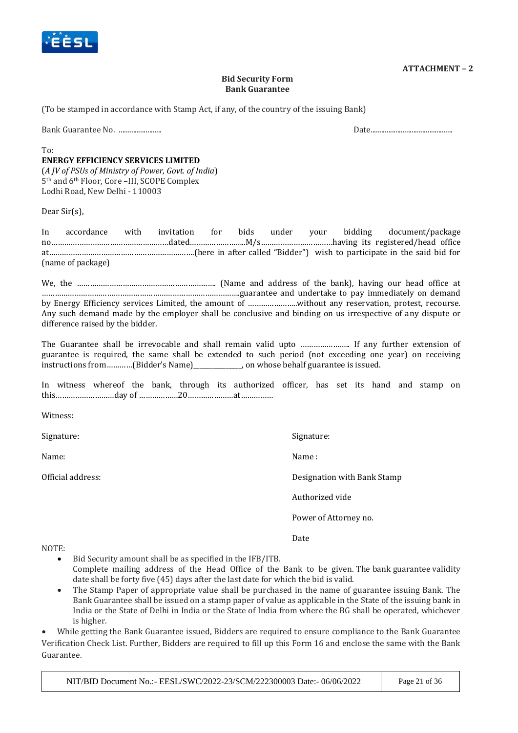**ATTACHMENT – 2**

**Bid Security Form**
**Bank Guarantee**

(To be stamped in accordance with Stamp Act, if any, of the country of the issuing Bank)

Bank Guarantee No. ........................ Date..............................................

To:
**ENERGY EFFICIENCY SERVICES LIMITED**
(*A JV of PSUs of Ministry of Power, Govt. of India*)
5th and 6th Floor, Core –III, SCOPE Complex
Lodhi Road, New Delhi - 110003

Dear Sir(s),

In accordance with invitation for bids under your bidding document/package no………………………………………….…dated……………………..M/s…………………………..having its registered/head office at……………………………………………………….(here in after called "Bidder") wish to participate in the said bid for (name of package)

We, the ………………………………………………………. (Name and address of the bank), having our head office at ……………………………………………………………………………guarantee and undertake to pay immediately on demand by Energy Efficiency services Limited, the amount of …………………..without any reservation, protest, recourse. Any such demand made by the employer shall be conclusive and binding on us irrespective of any dispute or difference raised by the bidder.

The Guarantee shall be irrevocable and shall remain valid upto ………………….. If any further extension of guarantee is required, the same shall be extended to such period (not exceeding one year) on receiving instructions from…………(Bidder's Name)_____________, on whose behalf guarantee is issued.

In witness whereof the bank, through its authorized officer, has set its hand and stamp on this………………………day of ……………..20…………………at……………

Witness:

Signature:

Name:

Official address:

Signature:

Name :

Designation with Bank Stamp

Authorized vide

Power of Attorney no.

Date

NOTE:

- Bid Security amount shall be as specified in the IFB/ITB.
  Complete mailing address of the Head Office of the Bank to be given. The bank guarantee validity date shall be forty five (45) days after the last date for which the bid is valid.
- The Stamp Paper of appropriate value shall be purchased in the name of guarantee issuing Bank. The Bank Guarantee shall be issued on a stamp paper of value as applicable in the State of the issuing bank in India or the State of Delhi in India or the State of India from where the BG shall be operated, whichever is higher.
- While getting the Bank Guarantee issued, Bidders are required to ensure compliance to the Bank Guarantee Verification Check List. Further, Bidders are required to fill up this Form 16 and enclose the same with the Bank Guarantee.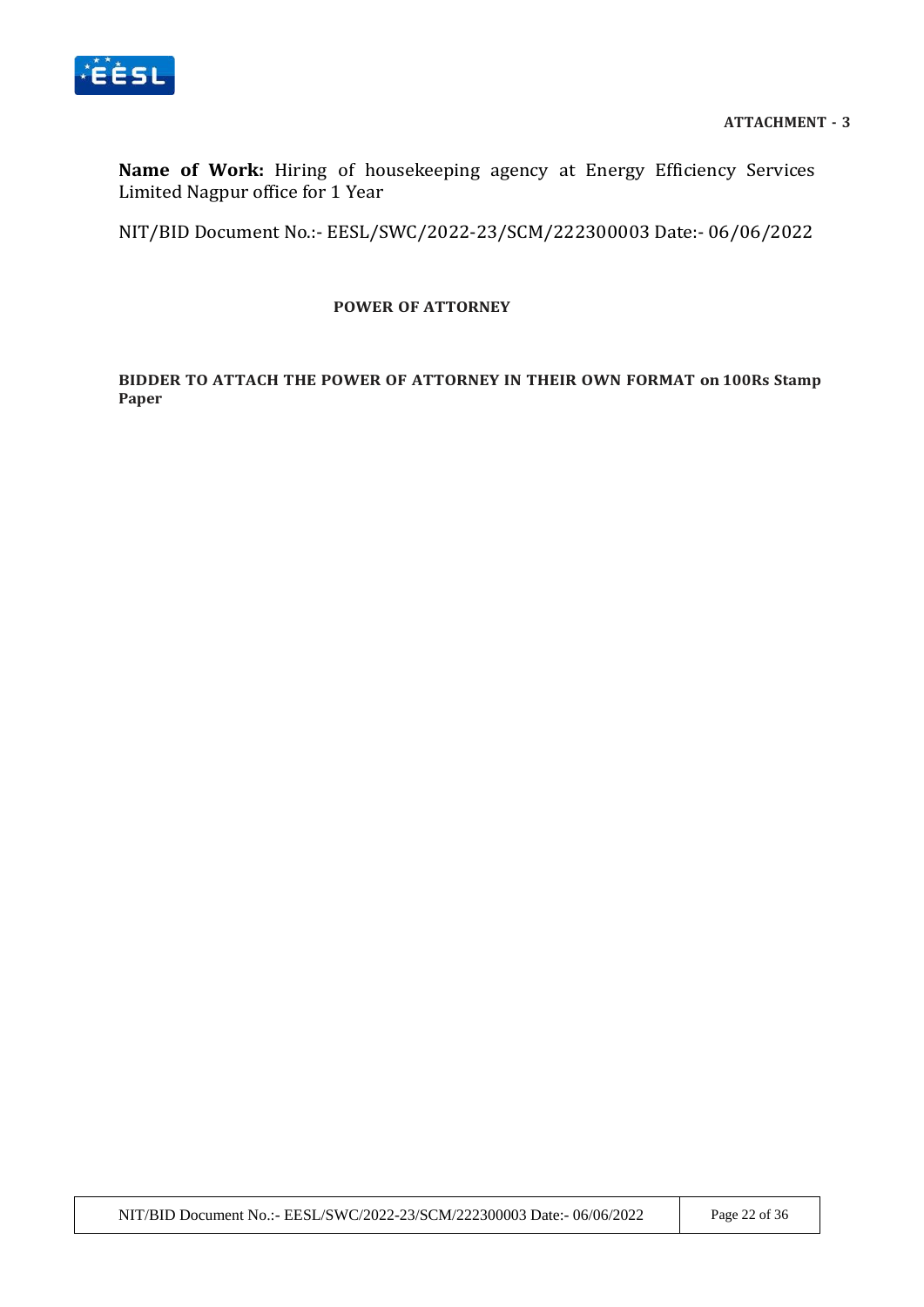**ATTACHMENT - 3**

**Name of Work:** Hiring of housekeeping agency at Energy Efficiency Services Limited Nagpur office for 1 Year

NIT/BID Document No.:- EESL/SWC/2022-23/SCM/222300003 Date:- 06/06/2022

## POWER OF ATTORNEY

**BIDDER TO ATTACH THE POWER OF ATTORNEY IN THEIR OWN FORMAT on 100Rs Stamp Paper**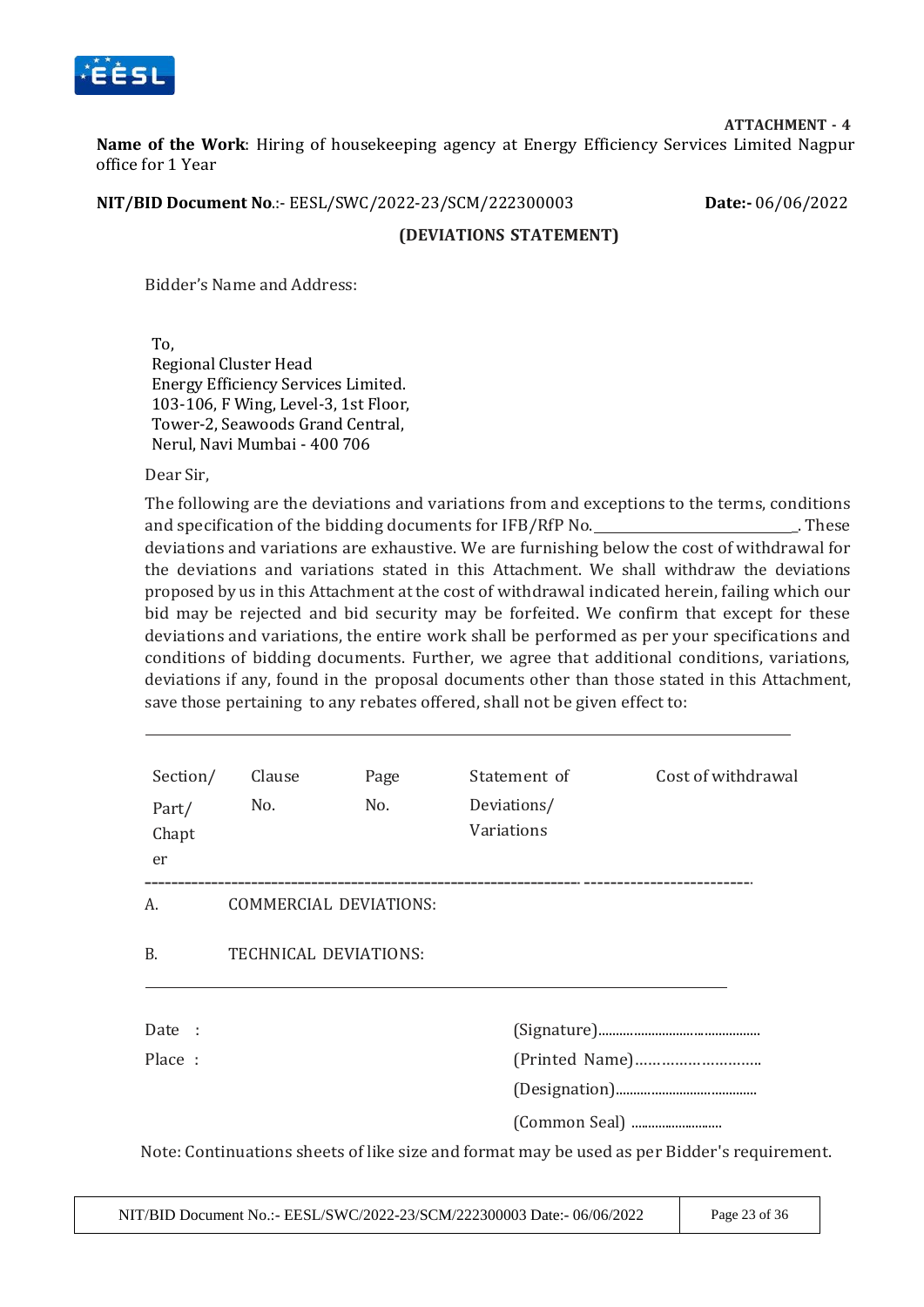**ATTACHMENT - 4**

**Name of the Work**: Hiring of housekeeping agency at Energy Efficiency Services Limited Nagpur office for 1 Year

**NIT/BID Document No**.:- EESL/SWC/2022-23/SCM/222300003 **Date:-** 06/06/2022

**(DEVIATIONS STATEMENT)**

Bidder's Name and Address:

To,
Regional Cluster Head
Energy Efficiency Services Limited.
103-106, F Wing, Level-3, 1st Floor,
Tower-2, Seawoods Grand Central,
Nerul, Navi Mumbai - 400 706

Dear Sir,

The following are the deviations and variations from and exceptions to the terms, conditions and specification of the bidding documents for IFB/RfP No.\_\_\_\_\_\_\_\_\_\_\_\_\_\_\_\_\_\_\_\_\_\_\_\_\_\_\_\_. These deviations and variations are exhaustive. We are furnishing below the cost of withdrawal for the deviations and variations stated in this Attachment. We shall withdraw the deviations proposed by us in this Attachment at the cost of withdrawal indicated herein, failing which our bid may be rejected and bid security may be forfeited. We confirm that except for these deviations and variations, the entire work shall be performed as per your specifications and conditions of bidding documents. Further, we agree that additional conditions, variations, deviations if any, found in the proposal documents other than those stated in this Attachment, save those pertaining to any rebates offered, shall not be given effect to:

| Section/ Part/ Chapter | Clause No. | Page No. | Statement of Deviations/ Variations | Cost of withdrawal |
|---|---|---|---|---|
| A. | COMMERCIAL DEVIATIONS: | | | |
| B. | TECHNICAL DEVIATIONS: | | | |

Date :

Place :

(Signature)..........................................

(Printed Name)……………………….

(Designation)......................................

(Common Seal) ..........................

Note: Continuations sheets of like size and format may be used as per Bidder's requirement.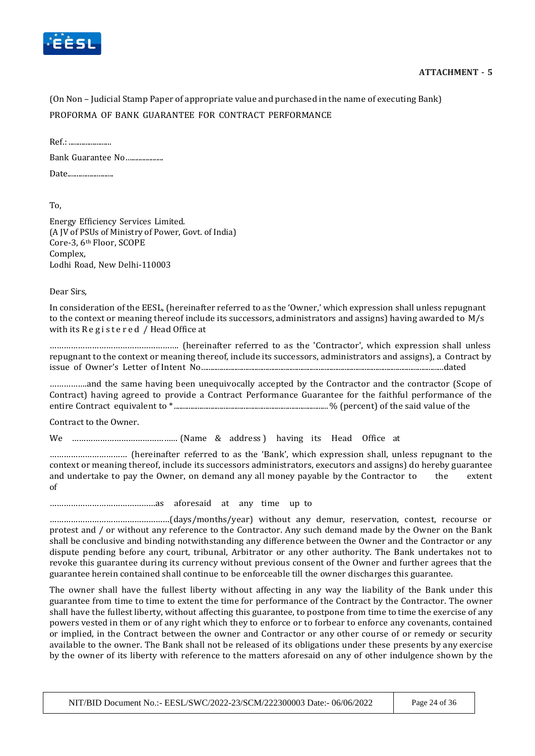**ATTACHMENT - 5**

(On Non – Judicial Stamp Paper of appropriate value and purchased in the name of executing Bank)

PROFORMA OF BANK GUARANTEE FOR CONTRACT PERFORMANCE

Ref.: .......................

Bank Guarantee No....................

Date.........................

To,

Energy Efficiency Services Limited.
(A JV of PSUs of Ministry of Power, Govt. of India)
Core-3, 6th Floor, SCOPE
Complex,
Lodhi Road, New Delhi-110003

Dear Sirs,

In consideration of the EESL, (hereinafter referred to as the 'Owner,' which expression shall unless repugnant to the context or meaning thereof include its successors, administrators and assigns) having awarded to M/s with its Registered / Head Office at

……………………………………………… (hereinafter referred to as the 'Contractor', which expression shall unless repugnant to the context or meaning thereof, include its successors, administrators and assigns), a Contract by issue of Owner's Letter of Intent No...............................................................................................................................dated

…………….and the same having been unequivocally accepted by the Contractor and the contractor (Scope of Contract) having agreed to provide a Contract Performance Guarantee for the faithful performance of the entire Contract equivalent to *..................................................................................% (percent) of the said value of the

Contract to the Owner.

We …………………………………….. (Name & address) having its Head Office at

…………………………. (hereinafter referred to as the 'Bank', which expression shall, unless repugnant to the context or meaning thereof, include its successors administrators, executors and assigns) do hereby guarantee and undertake to pay the Owner, on demand any all money payable by the Contractor to the extent of

………………………………………as aforesaid at any time up to

……………………………………………(days/months/year) without any demur, reservation, contest, recourse or protest and / or without any reference to the Contractor. Any such demand made by the Owner on the Bank shall be conclusive and binding notwithstanding any difference between the Owner and the Contractor or any dispute pending before any court, tribunal, Arbitrator or any other authority. The Bank undertakes not to revoke this guarantee during its currency without previous consent of the Owner and further agrees that the guarantee herein contained shall continue to be enforceable till the owner discharges this guarantee.

The owner shall have the fullest liberty without affecting in any way the liability of the Bank under this guarantee from time to time to extent the time for performance of the Contract by the Contractor. The owner shall have the fullest liberty, without affecting this guarantee, to postpone from time to time the exercise of any powers vested in them or of any right which they to enforce or to forbear to enforce any covenants, contained or implied, in the Contract between the owner and Contractor or any other course of or remedy or security available to the owner. The Bank shall not be released of its obligations under these presents by any exercise by the owner of its liberty with reference to the matters aforesaid on any of other indulgence shown by the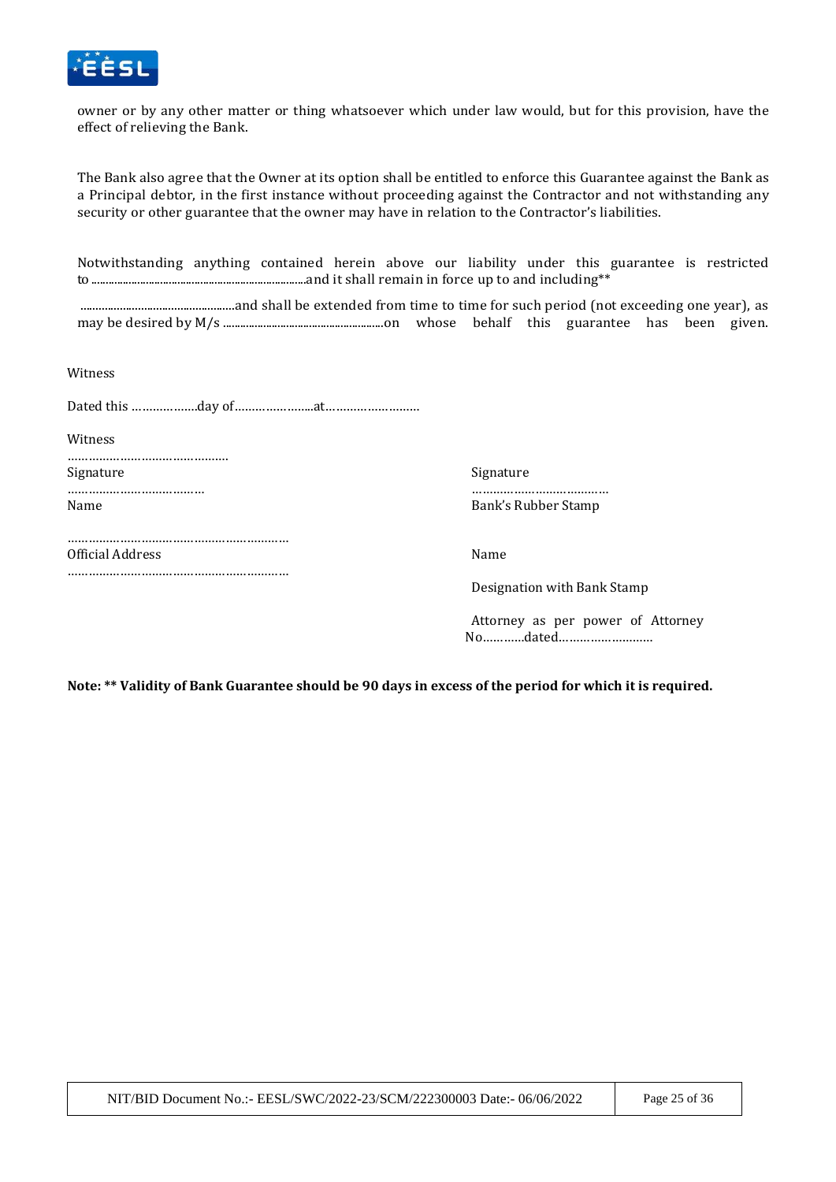owner or by any other matter or thing whatsoever which under law would, but for this provision, have the effect of relieving the Bank.

The Bank also agree that the Owner at its option shall be entitled to enforce this Guarantee against the Bank as a Principal debtor, in the first instance without proceeding against the Contractor and not withstanding any security or other guarantee that the owner may have in relation to the Contractor's liabilities.

Notwithstanding anything contained herein above our liability under this guarantee is restricted to ..........................................................................and it shall remain in force up to and including**

....................................................and shall be extended from time to time for such period (not exceeding one year), as may be desired by M/s .......................................................on whose behalf this guarantee has been given.

Witness

Dated this ………………day of…………………..at………………………

Witness

………………………………………

Signature

………………………………

Name

………………………………………………………

Official Address

………………………………………………………

Signature

…………………………………

Bank's Rubber Stamp

Name

Designation with Bank Stamp

Attorney as per power of Attorney No…………dated………………………

**Note: ** Validity of Bank Guarantee should be 90 days in excess of the period for which it is required.**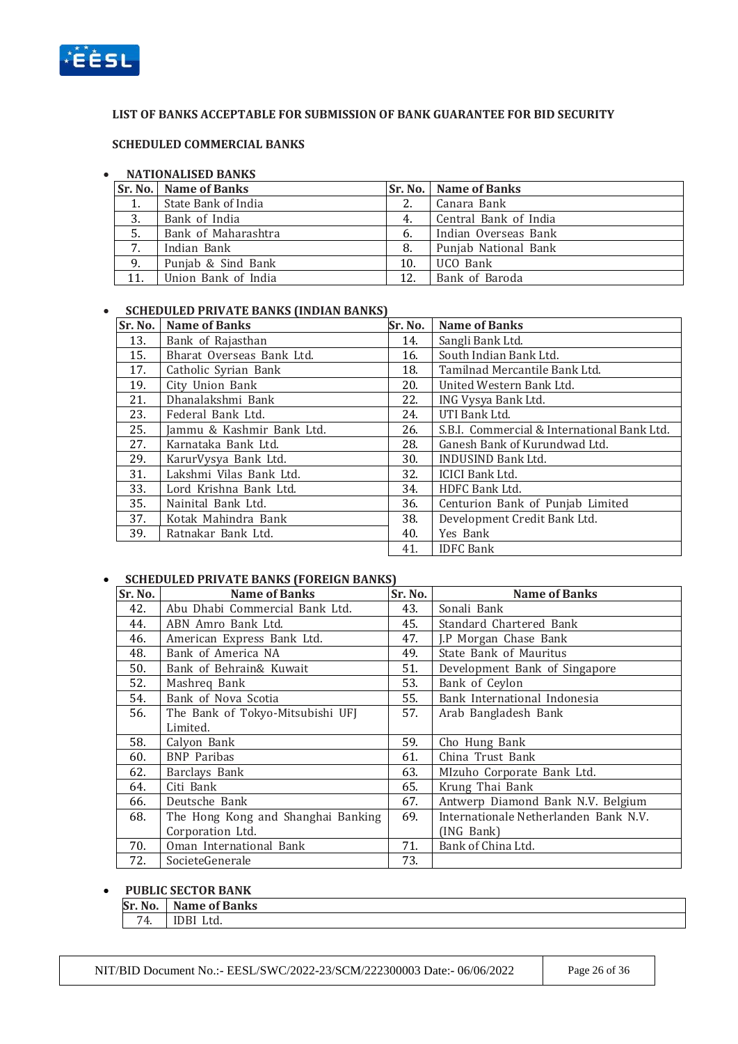**LIST OF BANKS ACCEPTABLE FOR SUBMISSION OF BANK GUARANTEE FOR BID SECURITY**

**SCHEDULED COMMERCIAL BANKS**

- **NATIONALISED BANKS**

| Sr. No. | Name of Banks | Sr. No. | Name of Banks |
|---|---|---|---|
| 1. | State Bank of India | 2. | Canara Bank |
| 3. | Bank of India | 4. | Central Bank of India |
| 5. | Bank of Maharashtra | 6. | Indian Overseas Bank |
| 7. | Indian Bank | 8. | Punjab National Bank |
| 9. | Punjab & Sind Bank | 10. | UCO Bank |
| 11. | Union Bank of India | 12. | Bank of Baroda |

- **SCHEDULED PRIVATE BANKS (INDIAN BANKS)**

| Sr. No. | Name of Banks | Sr. No. | Name of Banks |
|---|---|---|---|
| 13. | Bank of Rajasthan | 14. | Sangli Bank Ltd. |
| 15. | Bharat Overseas Bank Ltd. | 16. | South Indian Bank Ltd. |
| 17. | Catholic Syrian Bank | 18. | Tamilnad Mercantile Bank Ltd. |
| 19. | City Union Bank | 20. | United Western Bank Ltd. |
| 21. | Dhanalakshmi Bank | 22. | ING Vysya Bank Ltd. |
| 23. | Federal Bank Ltd. | 24. | UTI Bank Ltd. |
| 25. | Jammu & Kashmir Bank Ltd. | 26. | S.B.I. Commercial & International Bank Ltd. |
| 27. | Karnataka Bank Ltd. | 28. | Ganesh Bank of Kurundwad Ltd. |
| 29. | KarurVysya Bank Ltd. | 30. | INDUSIND Bank Ltd. |
| 31. | Lakshmi Vilas Bank Ltd. | 32. | ICICI Bank Ltd. |
| 33. | Lord Krishna Bank Ltd. | 34. | HDFC Bank Ltd. |
| 35. | Nainital Bank Ltd. | 36. | Centurion Bank of Punjab Limited |
| 37. | Kotak Mahindra Bank | 38. | Development Credit Bank Ltd. |
| 39. | Ratnakar Bank Ltd. | 40. | Yes Bank |
| | | 41. | IDFC Bank |

- **SCHEDULED PRIVATE BANKS (FOREIGN BANKS)**

| Sr. No. | Name of Banks | Sr. No. | Name of Banks |
|---|---|---|---|
| 42. | Abu Dhabi Commercial Bank Ltd. | 43. | Sonali Bank |
| 44. | ABN Amro Bank Ltd. | 45. | Standard Chartered Bank |
| 46. | American Express Bank Ltd. | 47. | J.P Morgan Chase Bank |
| 48. | Bank of America NA | 49. | State Bank of Mauritus |
| 50. | Bank of Behrain& Kuwait | 51. | Development Bank of Singapore |
| 52. | Mashreq Bank | 53. | Bank of Ceylon |
| 54. | Bank of Nova Scotia | 55. | Bank International Indonesia |
| 56. | The Bank of Tokyo-Mitsubishi UFJ Limited. | 57. | Arab Bangladesh Bank |
| 58. | Calyon Bank | 59. | Cho Hung Bank |
| 60. | BNP Paribas | 61. | China Trust Bank |
| 62. | Barclays Bank | 63. | MIzuho Corporate Bank Ltd. |
| 64. | Citi Bank | 65. | Krung Thai Bank |
| 66. | Deutsche Bank | 67. | Antwerp Diamond Bank N.V. Belgium |
| 68. | The Hong Kong and Shanghai Banking Corporation Ltd. | 69. | Internationale Netherlanden Bank N.V. (ING Bank) |
| 70. | Oman International Bank | 71. | Bank of China Ltd. |
| 72. | SocieteGenerale | 73. | |

- **PUBLIC SECTOR BANK**

| Sr. No. | Name of Banks |
|---|---|
| 74. | IDBI Ltd. |

NIT/BID Document No.:- EESL/SWC/2022-23/SCM/222300003 Date:- 06/06/2022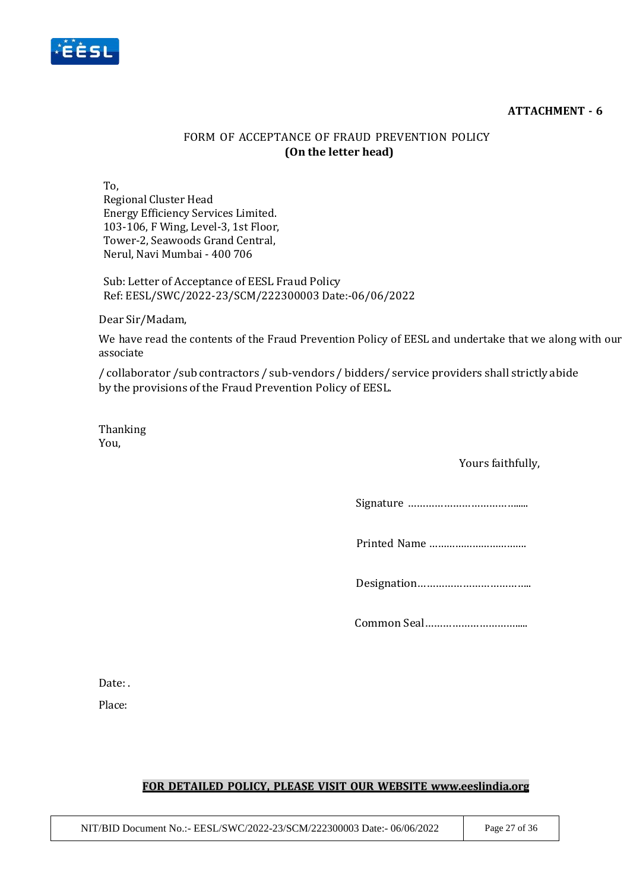**ATTACHMENT - 6**

FORM OF ACCEPTANCE OF FRAUD PREVENTION POLICY
**(On the letter head)**

To,
Regional Cluster Head
Energy Efficiency Services Limited.
103-106, F Wing, Level-3, 1st Floor,
Tower-2, Seawoods Grand Central,
Nerul, Navi Mumbai - 400 706

Sub: Letter of Acceptance of EESL Fraud Policy
Ref: EESL/SWC/2022-23/SCM/222300003 Date:-06/06/2022

Dear Sir/Madam,

We have read the contents of the Fraud Prevention Policy of EESL and undertake that we along with our associate

/ collaborator /sub contractors / sub-vendors / bidders/ service providers shall strictly abide by the provisions of the Fraud Prevention Policy of EESL.

Thanking
You,

Yours faithfully,

Signature ………………………….......

Printed Name …………………………..

Designation………………………………..

Common Seal……………………………...

Date: .

Place:

**FOR DETAILED POLICY, PLEASE VISIT OUR WEBSITE www.eeslindia.org**

NIT/BID Document No.:- EESL/SWC/2022-23/SCM/222300003 Date:- 06/06/2022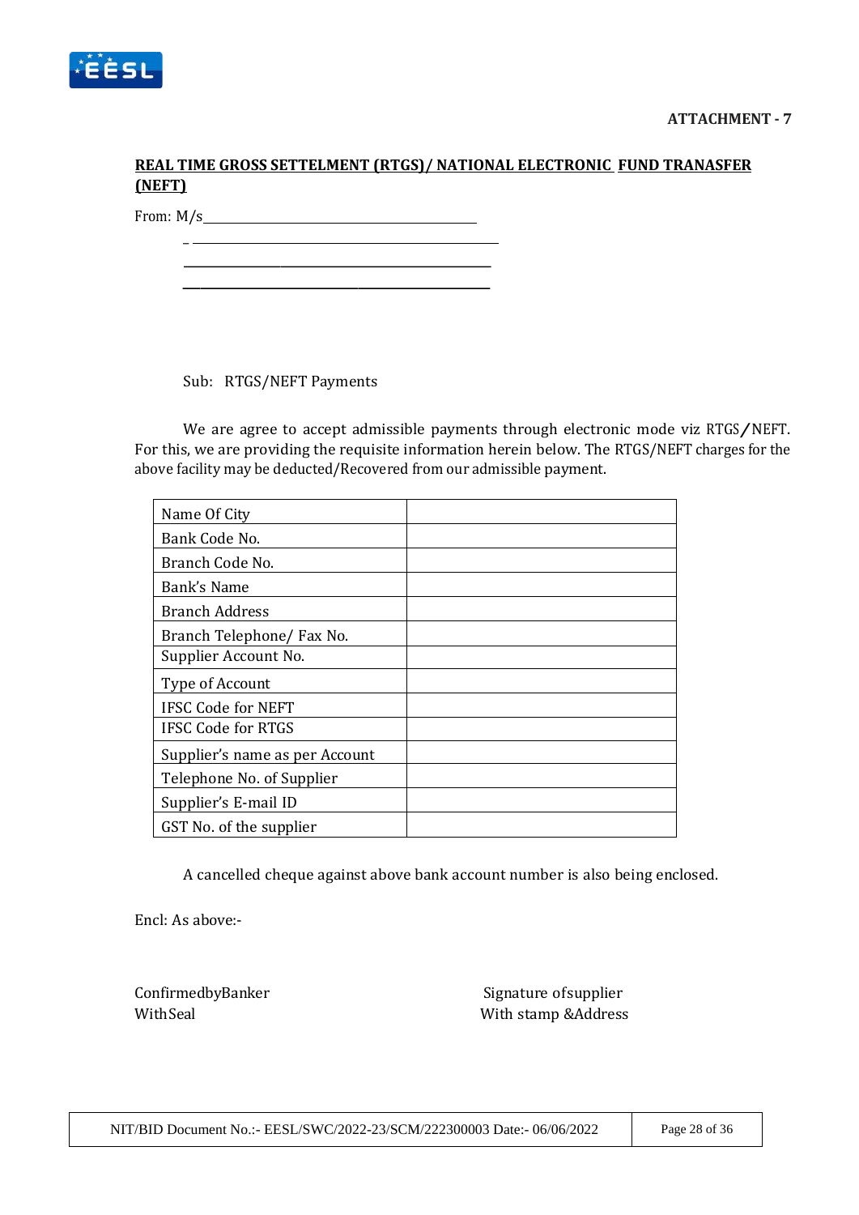**ATTACHMENT - 7**

## REAL TIME GROSS SETTELMENT (RTGS)/ NATIONAL ELECTRONIC FUND TRANASFER (NEFT)

From: M/s\_\_\_\_\_\_\_\_\_\_\_\_\_\_\_\_\_\_\_\_\_\_\_\_\_\_\_\_\_\_\_\_\_\_\_\_\_\_\_\_

\_\_\_\_\_\_\_\_\_\_\_\_\_\_\_\_\_\_\_\_\_\_\_\_\_\_\_\_\_\_\_\_\_\_\_\_\_\_\_\_\_\_\_\_

\_\_\_\_\_\_\_\_\_\_\_\_\_\_\_\_\_\_\_\_\_\_\_\_\_\_\_\_\_\_\_\_\_\_\_\_\_\_\_\_\_\_\_\_

\_\_\_\_\_\_\_\_\_\_\_\_\_\_\_\_\_\_\_\_\_\_\_\_\_\_\_\_\_\_\_\_\_\_\_\_\_\_\_\_\_\_\_\_

Sub: RTGS/NEFT Payments

We are agree to accept admissible payments through electronic mode viz RTGS/NEFT. For this, we are providing the requisite information herein below. The RTGS/NEFT charges for the above facility may be deducted/Recovered from our admissible payment.

| | |
|---|---|
| Name Of City | |
| Bank Code No. | |
| Branch Code No. | |
| Bank's Name | |
| Branch Address | |
| Branch Telephone/ Fax No. | |
| Supplier Account No. | |
| Type of Account | |
| IFSC Code for NEFT | |
| IFSC Code for RTGS | |
| Supplier's name as per Account | |
| Telephone No. of Supplier | |
| Supplier's E-mail ID | |
| GST No. of the supplier | |

A cancelled cheque against above bank account number is also being enclosed.

Encl: As above:-

ConfirmedbyBanker
WithSeal

Signature ofsupplier
With stamp &Address

NIT/BID Document No.:- EESL/SWC/2022-23/SCM/222300003 Date:- 06/06/2022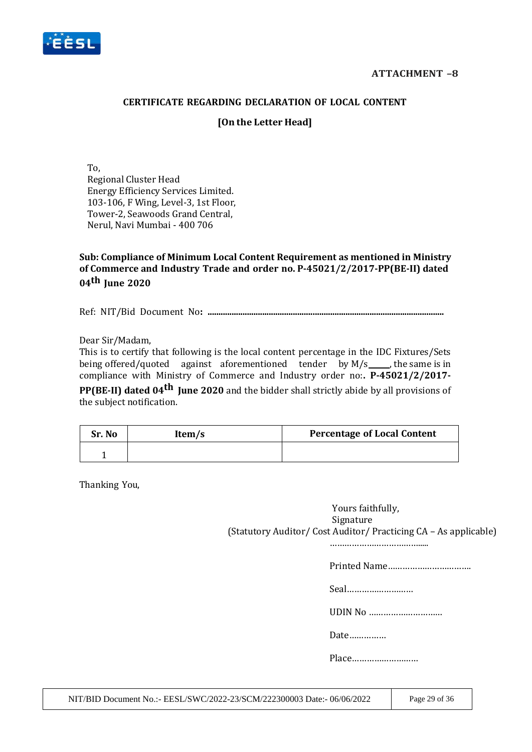**ATTACHMENT –8**

**CERTIFICATE REGARDING DECLARATION OF LOCAL CONTENT**

**[On the Letter Head]**

To,
Regional Cluster Head
Energy Efficiency Services Limited.
103-106, F Wing, Level-3, 1st Floor,
Tower-2, Seawoods Grand Central,
Nerul, Navi Mumbai - 400 706

**Sub: Compliance of Minimum Local Content Requirement as mentioned in Ministry of Commerce and Industry Trade and order no. P-45021/2/2017-PP(BE-II) dated 04th June 2020**

Ref: NIT/Bid Document No**: ……………………………………………………………………………**

Dear Sir/Madam,

This is to certify that following is the local content percentage in the IDC Fixtures/Sets being offered/quoted against aforementioned tender by M/s_____, the same is in compliance with Ministry of Commerce and Industry order no:**. P-45021/2/2017-PP(BE-II) dated 04th June 2020** and the bidder shall strictly abide by all provisions of the subject notification.

| Sr. No | Item/s | Percentage of Local Content |
|---|---|---|
| 1 | | |

Thanking You,

Yours faithfully,
Signature
(Statutory Auditor/ Cost Auditor/ Practicing CA – As applicable)
………………………………...

Printed Name……………………………

Seal………………………

UDIN No …………………………

Date……………

Place………………………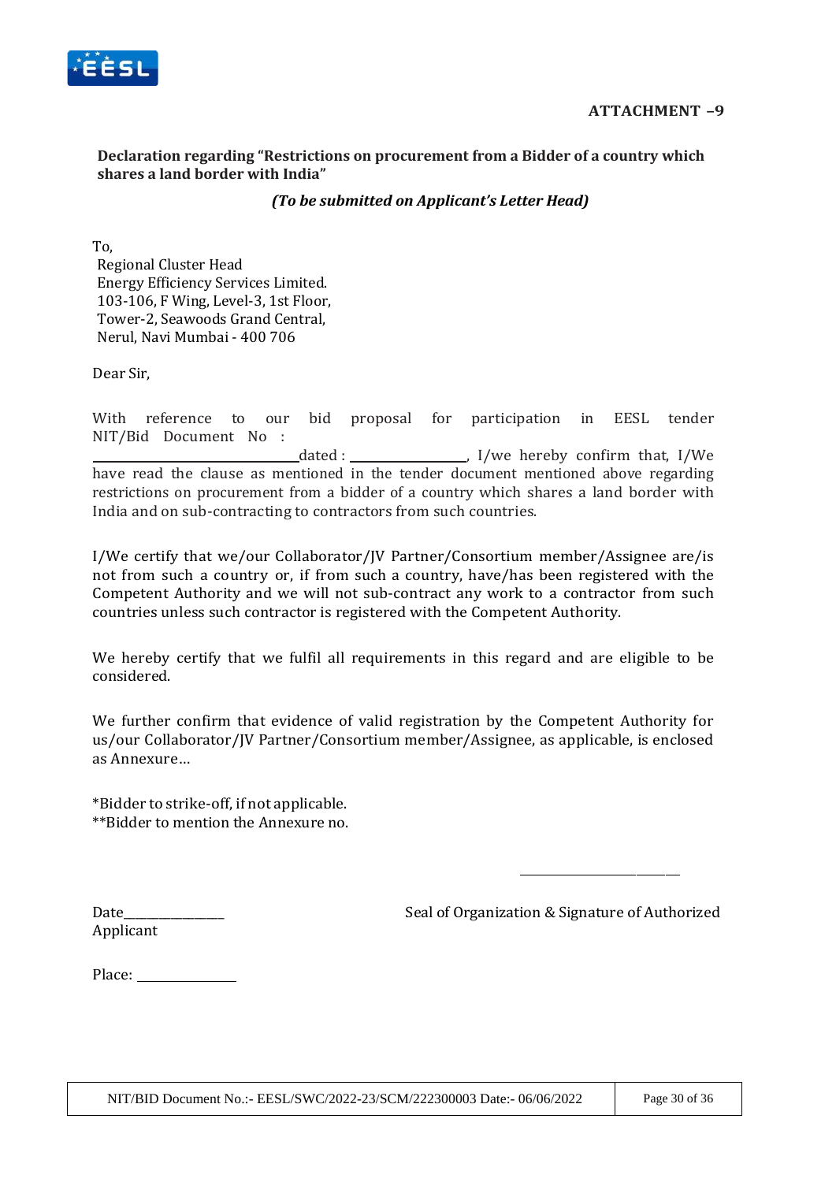**ATTACHMENT –9**

**Declaration regarding "Restrictions on procurement from a Bidder of a country which shares a land border with India"**

***(To be submitted on Applicant's Letter Head)***

To,
Regional Cluster Head
Energy Efficiency Services Limited.
103-106, F Wing, Level-3, 1st Floor,
Tower-2, Seawoods Grand Central,
Nerul, Navi Mumbai - 400 706

Dear Sir,

With reference to our bid proposal for participation in EESL tender NIT/Bid Document No : ______________________ dated : ______________, I/we hereby confirm that, I/We have read the clause as mentioned in the tender document mentioned above regarding restrictions on procurement from a bidder of a country which shares a land border with India and on sub-contracting to contractors from such countries.

I/We certify that we/our Collaborator/JV Partner/Consortium member/Assignee are/is not from such a country or, if from such a country, have/has been registered with the Competent Authority and we will not sub-contract any work to a contractor from such countries unless such contractor is registered with the Competent Authority.

We hereby certify that we fulfil all requirements in this regard and are eligible to be considered.

We further confirm that evidence of valid registration by the Competent Authority for us/our Collaborator/JV Partner/Consortium member/Assignee, as applicable, is enclosed as Annexure…

*Bidder to strike-off, if not applicable.
**Bidder to mention the Annexure no.

______________________

Date______________ Seal of Organization & Signature of Authorized Applicant

Place: ____________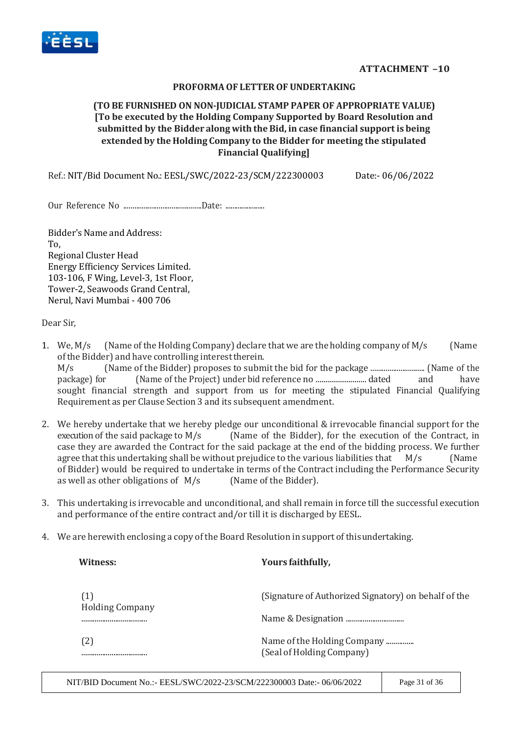**ATTACHMENT –10**

**PROFORMA OF LETTER OF UNDERTAKING**

**(TO BE FURNISHED ON NON-JUDICIAL STAMP PAPER OF APPROPRIATE VALUE) [To be executed by the Holding Company Supported by Board Resolution and submitted by the Bidder along with the Bid, in case financial support is being extended by the Holding Company to the Bidder for meeting the stipulated Financial Qualifying]**

Ref.: NIT/Bid Document No.: EESL/SWC/2022-23/SCM/222300003 Date:- 06/06/2022

Our Reference No ..........................................Date: ......................

Bidder's Name and Address:
To,
Regional Cluster Head
Energy Efficiency Services Limited.
103-106, F Wing, Level-3, 1st Floor,
Tower-2, Seawoods Grand Central,
Nerul, Navi Mumbai - 400 706

Dear Sir,

1. We, M/s (Name of the Holding Company) declare that we are the holding company of M/s (Name of the Bidder) and have controlling interest therein.
   M/s (Name of the Bidder) proposes to submit the bid for the package ............................ (Name of the package) for (Name of the Project) under bid reference no .......................... dated and have sought financial strength and support from us for meeting the stipulated Financial Qualifying Requirement as per Clause Section 3 and its subsequent amendment.

2. We hereby undertake that we hereby pledge our unconditional & irrevocable financial support for the execution of the said package to M/s (Name of the Bidder), for the execution of the Contract, in case they are awarded the Contract for the said package at the end of the bidding process. We further agree that this undertaking shall be without prejudice to the various liabilities that M/s (Name of Bidder) would be required to undertake in terms of the Contract including the Performance Security as well as other obligations of M/s (Name of the Bidder).

3. This undertaking is irrevocable and unconditional, and shall remain in force till the successful execution and performance of the entire contract and/or till it is discharged by EESL.

4. We are herewith enclosing a copy of the Board Resolution in support of this undertaking.

**Witness:**

(1)
Holding Company
..................................

(2)
..................................

**Yours faithfully,**

(Signature of Authorized Signatory) on behalf of the

Name & Designation ..............................

Name of the Holding Company ...............
(Seal of Holding Company)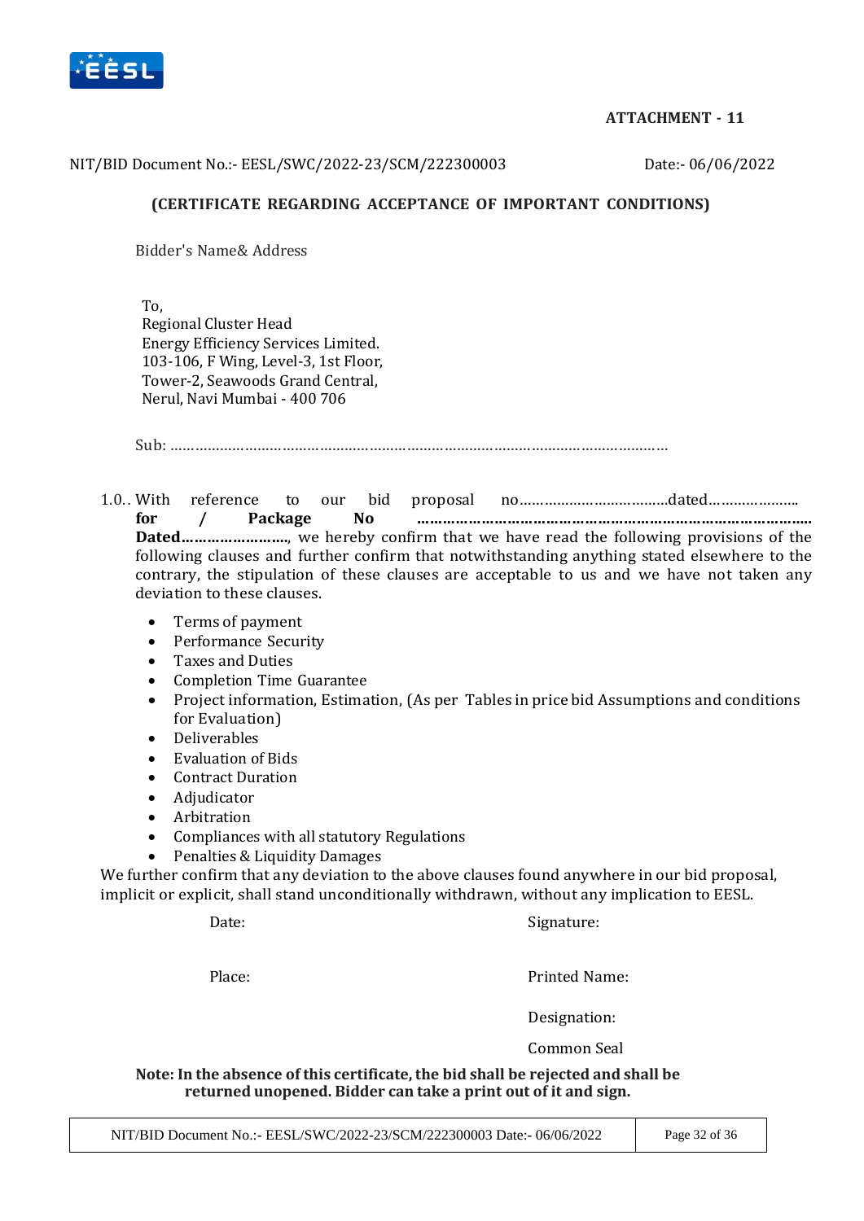**ATTACHMENT - 11**

NIT/BID Document No.:- EESL/SWC/2022-23/SCM/222300003 Date:- 06/06/2022

**(CERTIFICATE REGARDING ACCEPTANCE OF IMPORTANT CONDITIONS)**

Bidder's Name& Address

To,
Regional Cluster Head
Energy Efficiency Services Limited.
103-106, F Wing, Level-3, 1st Floor,
Tower-2, Seawoods Grand Central,
Nerul, Navi Mumbai - 400 706

Sub: ……………………………………………………………………………………………………

1.0.. With reference to our bid proposal no……………………………dated………………….. **for / Package No …………………………………………………………………………… Dated……………………**, we hereby confirm that we have read the following provisions of the following clauses and further confirm that notwithstanding anything stated elsewhere to the contrary, the stipulation of these clauses are acceptable to us and we have not taken any deviation to these clauses.

- Terms of payment
- Performance Security
- Taxes and Duties
- Completion Time Guarantee
- Project information, Estimation, (As per Tables in price bid Assumptions and conditions for Evaluation)
- Deliverables
- Evaluation of Bids
- Contract Duration
- Adjudicator
- Arbitration
- Compliances with all statutory Regulations
- Penalties & Liquidity Damages

We further confirm that any deviation to the above clauses found anywhere in our bid proposal, implicit or explicit, shall stand unconditionally withdrawn, without any implication to EESL.

Date: Signature:

Place: Printed Name:

Designation:

Common Seal

**Note: In the absence of this certificate, the bid shall be rejected and shall be returned unopened. Bidder can take a print out of it and sign.**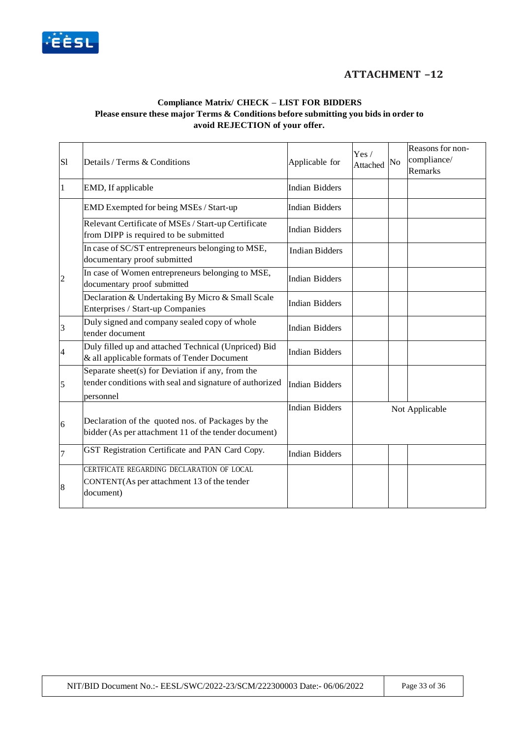## ATTACHMENT –12

**Compliance Matrix/ CHECK – LIST FOR BIDDERS**
**Please ensure these major Terms & Conditions before submitting you bids in order to avoid REJECTION of your offer.**

| Sl | Details / Terms & Conditions | Applicable for | Yes / Attached | No | Reasons for non-compliance/ Remarks |
|---|---|---|---|---|---|
| 1 | EMD, If applicable | Indian Bidders | | | |
| 2 | EMD Exempted for being MSEs / Start-up | Indian Bidders | | | |
| | Relevant Certificate of MSEs / Start-up Certificate from DIPP is required to be submitted | Indian Bidders | | | |
| | In case of SC/ST entrepreneurs belonging to MSE, documentary proof submitted | Indian Bidders | | | |
| | In case of Women entrepreneurs belonging to MSE, documentary proof submitted | Indian Bidders | | | |
| | Declaration & Undertaking By Micro & Small Scale Enterprises / Start-up Companies | Indian Bidders | | | |
| 3 | Duly signed and company sealed copy of whole tender document | Indian Bidders | | | |
| 4 | Duly filled up and attached Technical (Unpriced) Bid & all applicable formats of Tender Document | Indian Bidders | | | |
| 5 | Separate sheet(s) for Deviation if any, from the tender conditions with seal and signature of authorized personnel | Indian Bidders | | | |
| 6 | Declaration of the quoted nos. of Packages by the bidder (As per attachment 11 of the tender document) | Indian Bidders | Not Applicable | | |
| 7 | GST Registration Certificate and PAN Card Copy. | Indian Bidders | | | |
| 8 | CERTFICATE REGARDING DECLARATION OF LOCAL CONTENT(As per attachment 13 of the tender document) | | | | |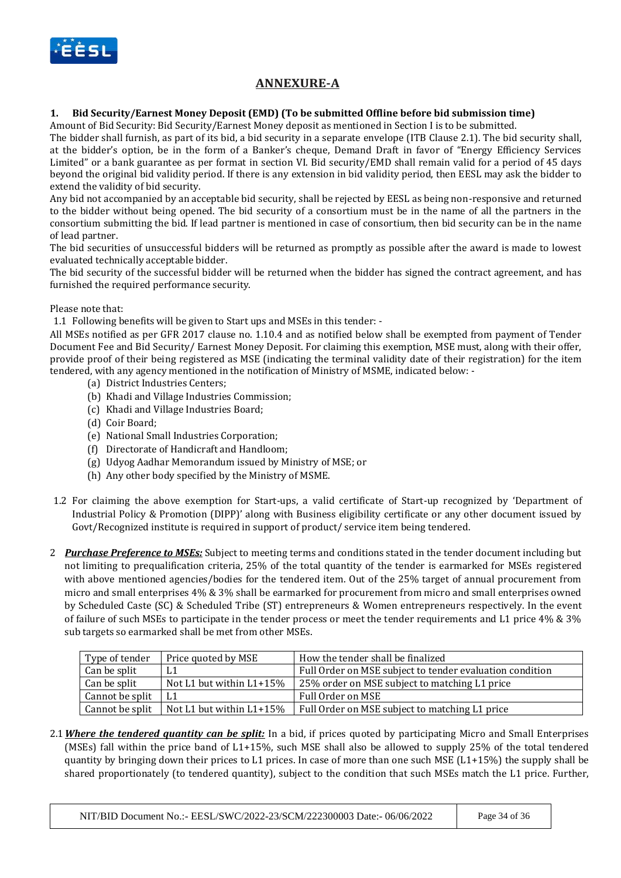## ANNEXURE-A

**1. Bid Security/Earnest Money Deposit (EMD) (To be submitted Offline before bid submission time)**

Amount of Bid Security: Bid Security/Earnest Money deposit as mentioned in Section I is to be submitted.

The bidder shall furnish, as part of its bid, a bid security in a separate envelope (ITB Clause 2.1). The bid security shall, at the bidder's option, be in the form of a Banker's cheque, Demand Draft in favor of "Energy Efficiency Services Limited" or a bank guarantee as per format in section VI. Bid security/EMD shall remain valid for a period of 45 days beyond the original bid validity period. If there is any extension in bid validity period, then EESL may ask the bidder to extend the validity of bid security.

Any bid not accompanied by an acceptable bid security, shall be rejected by EESL as being non-responsive and returned to the bidder without being opened. The bid security of a consortium must be in the name of all the partners in the consortium submitting the bid. If lead partner is mentioned in case of consortium, then bid security can be in the name of lead partner.

The bid securities of unsuccessful bidders will be returned as promptly as possible after the award is made to lowest evaluated technically acceptable bidder.

The bid security of the successful bidder will be returned when the bidder has signed the contract agreement, and has furnished the required performance security.

Please note that:

1.1 Following benefits will be given to Start ups and MSEs in this tender: -

All MSEs notified as per GFR 2017 clause no. 1.10.4 and as notified below shall be exempted from payment of Tender Document Fee and Bid Security/ Earnest Money Deposit. For claiming this exemption, MSE must, along with their offer, provide proof of their being registered as MSE (indicating the terminal validity date of their registration) for the item tendered, with any agency mentioned in the notification of Ministry of MSME, indicated below: -

- (a) District Industries Centers;
- (b) Khadi and Village Industries Commission;
- (c) Khadi and Village Industries Board;
- (d) Coir Board;
- (e) National Small Industries Corporation;
- (f) Directorate of Handicraft and Handloom;
- (g) Udyog Aadhar Memorandum issued by Ministry of MSE; or
- (h) Any other body specified by the Ministry of MSME.

1.2 For claiming the above exemption for Start-ups, a valid certificate of Start-up recognized by 'Department of Industrial Policy & Promotion (DIPP)' along with Business eligibility certificate or any other document issued by Govt/Recognized institute is required in support of product/ service item being tendered.

2 ***Purchase Preference to MSEs:*** Subject to meeting terms and conditions stated in the tender document including but not limiting to prequalification criteria, 25% of the total quantity of the tender is earmarked for MSEs registered with above mentioned agencies/bodies for the tendered item. Out of the 25% target of annual procurement from micro and small enterprises 4% & 3% shall be earmarked for procurement from micro and small enterprises owned by Scheduled Caste (SC) & Scheduled Tribe (ST) entrepreneurs & Women entrepreneurs respectively. In the event of failure of such MSEs to participate in the tender process or meet the tender requirements and L1 price 4% & 3% sub targets so earmarked shall be met from other MSEs.

| Type of tender | Price quoted by MSE | How the tender shall be finalized |
|---|---|---|
| Can be split | L1 | Full Order on MSE subject to tender evaluation condition |
| Can be split | Not L1 but within L1+15% | 25% order on MSE subject to matching L1 price |
| Cannot be split | L1 | Full Order on MSE |
| Cannot be split | Not L1 but within L1+15% | Full Order on MSE subject to matching L1 price |

2.1 ***Where the tendered quantity can be split:*** In a bid, if prices quoted by participating Micro and Small Enterprises (MSEs) fall within the price band of L1+15%, such MSE shall also be allowed to supply 25% of the total tendered quantity by bringing down their prices to L1 prices. In case of more than one such MSE (L1+15%) the supply shall be shared proportionately (to tendered quantity), subject to the condition that such MSEs match the L1 price. Further,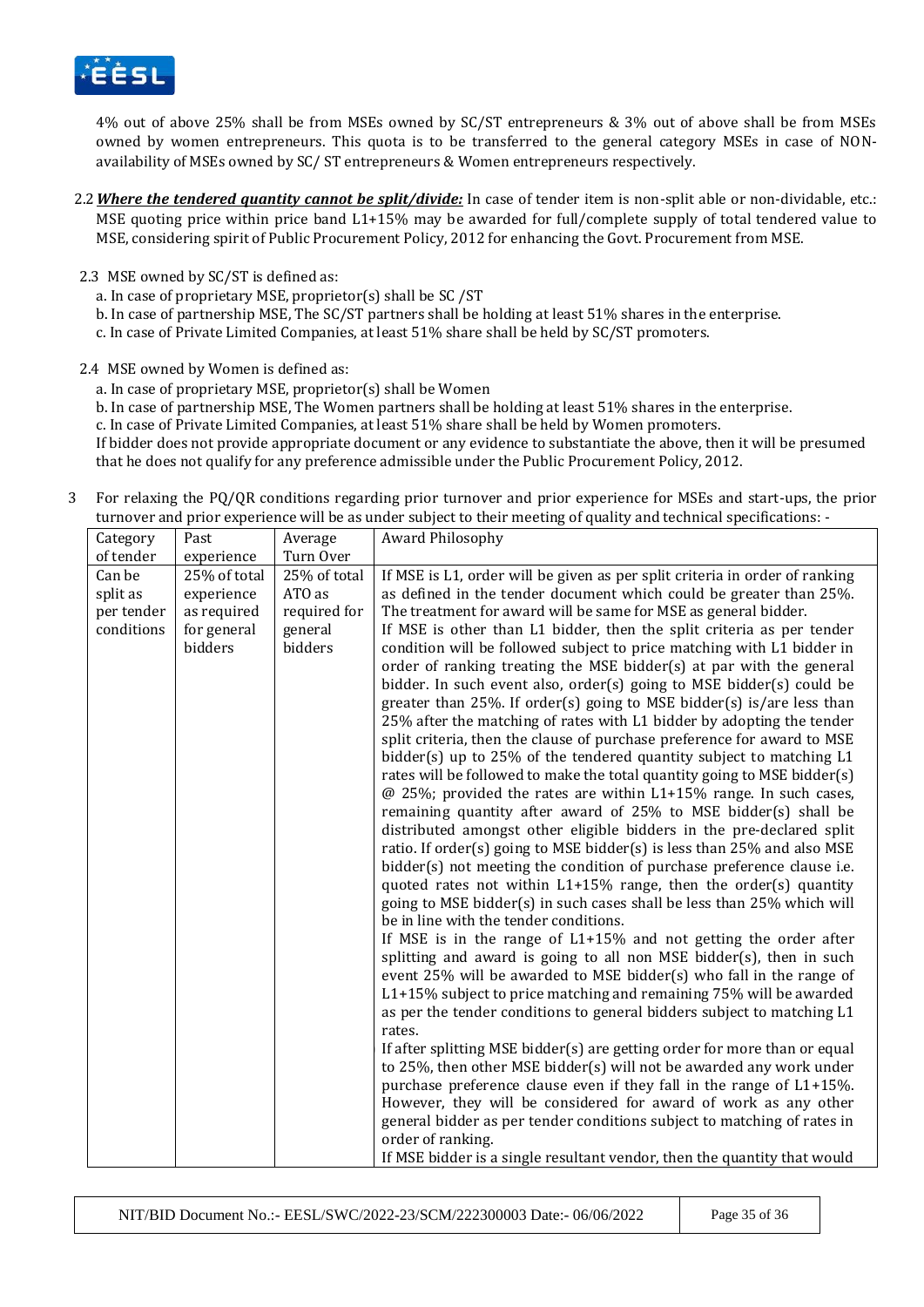4% out of above 25% shall be from MSEs owned by SC/ST entrepreneurs & 3% out of above shall be from MSEs owned by women entrepreneurs. This quota is to be transferred to the general category MSEs in case of NON-availability of MSEs owned by SC/ ST entrepreneurs & Women entrepreneurs respectively.

2.2 ***Where the tendered quantity cannot be split/divide:*** In case of tender item is non-split able or non-dividable, etc.: MSE quoting price within price band L1+15% may be awarded for full/complete supply of total tendered value to MSE, considering spirit of Public Procurement Policy, 2012 for enhancing the Govt. Procurement from MSE.

2.3 MSE owned by SC/ST is defined as:

a. In case of proprietary MSE, proprietor(s) shall be SC /ST

b. In case of partnership MSE, The SC/ST partners shall be holding at least 51% shares in the enterprise.

c. In case of Private Limited Companies, at least 51% share shall be held by SC/ST promoters.

2.4 MSE owned by Women is defined as:

a. In case of proprietary MSE, proprietor(s) shall be Women

b. In case of partnership MSE, The Women partners shall be holding at least 51% shares in the enterprise.

c. In case of Private Limited Companies, at least 51% share shall be held by Women promoters.

If bidder does not provide appropriate document or any evidence to substantiate the above, then it will be presumed that he does not qualify for any preference admissible under the Public Procurement Policy, 2012.

3 For relaxing the PQ/QR conditions regarding prior turnover and prior experience for MSEs and start-ups, the prior turnover and prior experience will be as under subject to their meeting of quality and technical specifications: -

| Category of tender | Past experience | Average Turn Over | Award Philosophy |
|---|---|---|---|
| Can be split as per tender conditions | 25% of total experience as required for general bidders | 25% of total ATO as required for general bidders | If MSE is L1, order will be given as per split criteria in order of ranking as defined in the tender document which could be greater than 25%. The treatment for award will be same for MSE as general bidder.<br>If MSE is other than L1 bidder, then the split criteria as per tender condition will be followed subject to price matching with L1 bidder in order of ranking treating the MSE bidder(s) at par with the general bidder. In such event also, order(s) going to MSE bidder(s) could be greater than 25%. If order(s) going to MSE bidder(s) is/are less than 25% after the matching of rates with L1 bidder by adopting the tender split criteria, then the clause of purchase preference for award to MSE bidder(s) up to 25% of the tendered quantity subject to matching L1 rates will be followed to make the total quantity going to MSE bidder(s) @ 25%; provided the rates are within L1+15% range. In such cases, remaining quantity after award of 25% to MSE bidder(s) shall be distributed amongst other eligible bidders in the pre-declared split ratio. If order(s) going to MSE bidder(s) is less than 25% and also MSE bidder(s) not meeting the condition of purchase preference clause i.e. quoted rates not within L1+15% range, then the order(s) quantity going to MSE bidder(s) in such cases shall be less than 25% which will be in line with the tender conditions.<br>If MSE is in the range of L1+15% and not getting the order after splitting and award is going to all non MSE bidder(s), then in such event 25% will be awarded to MSE bidder(s) who fall in the range of L1+15% subject to price matching and remaining 75% will be awarded as per the tender conditions to general bidders subject to matching L1 rates.<br>If after splitting MSE bidder(s) are getting order for more than or equal to 25%, then other MSE bidder(s) will not be awarded any work under purchase preference clause even if they fall in the range of L1+15%. However, they will be considered for award of work as any other general bidder as per tender conditions subject to matching of rates in order of ranking.<br>If MSE bidder is a single resultant vendor, then the quantity that would |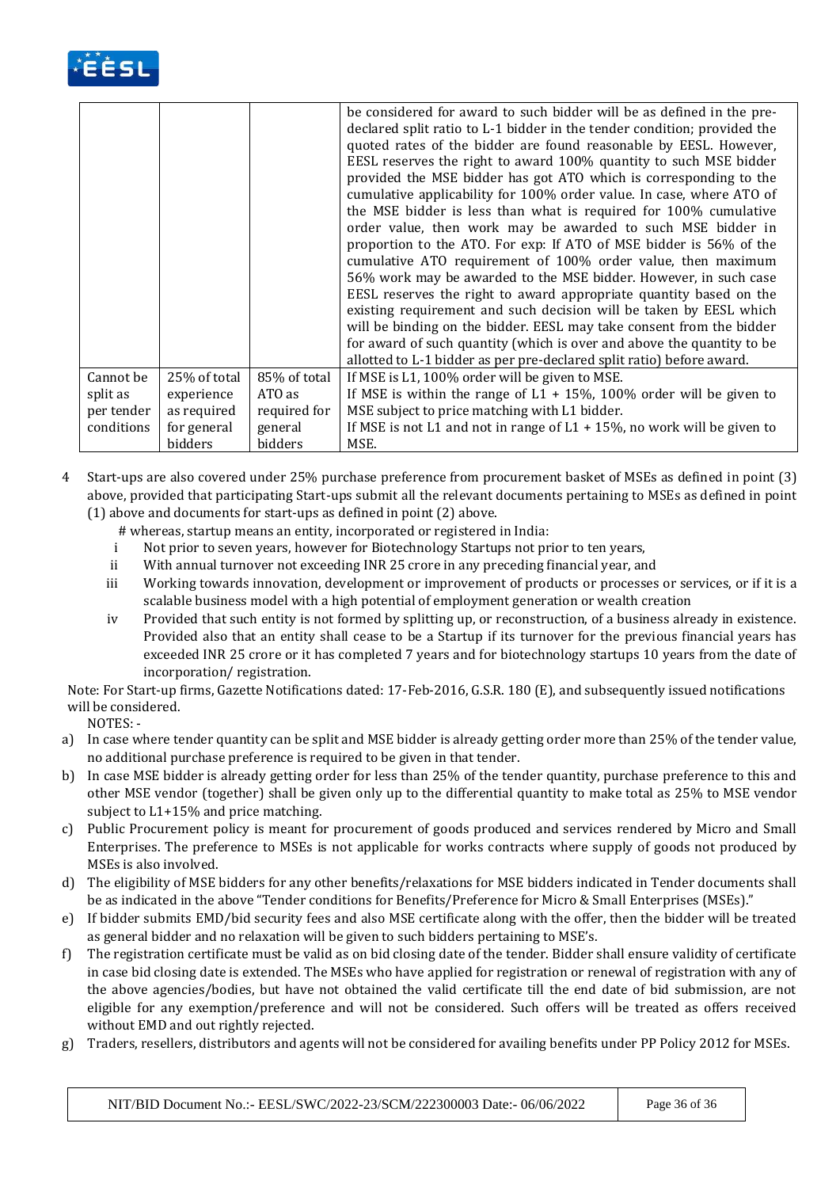| | | | |
|---|---|---|---|
| | | | be considered for award to such bidder will be as defined in the pre-declared split ratio to L-1 bidder in the tender condition; provided the quoted rates of the bidder are found reasonable by EESL. However, EESL reserves the right to award 100% quantity to such MSE bidder provided the MSE bidder has got ATO which is corresponding to the cumulative applicability for 100% order value. In case, where ATO of the MSE bidder is less than what is required for 100% cumulative order value, then work may be awarded to such MSE bidder in proportion to the ATO. For exp: If ATO of MSE bidder is 56% of the cumulative ATO requirement of 100% order value, then maximum 56% work may be awarded to the MSE bidder. However, in such case EESL reserves the right to award appropriate quantity based on the existing requirement and such decision will be taken by EESL which will be binding on the bidder. EESL may take consent from the bidder for award of such quantity (which is over and above the quantity to be allotted to L-1 bidder as per pre-declared split ratio) before award. |
| Cannot be split as per tender conditions | 25% of total experience as required for general bidders | 85% of total ATO as required for general bidders | If MSE is L1, 100% order will be given to MSE.<br>If MSE is within the range of L1 + 15%, 100% order will be given to MSE subject to price matching with L1 bidder.<br>If MSE is not L1 and not in range of L1 + 15%, no work will be given to MSE. |

4. Start-ups are also covered under 25% purchase preference from procurement basket of MSEs as defined in point (3) above, provided that participating Start-ups submit all the relevant documents pertaining to MSEs as defined in point (1) above and documents for start-ups as defined in point (2) above.

   # whereas, startup means an entity, incorporated or registered in India:

   i. Not prior to seven years, however for Biotechnology Startups not prior to ten years,
   ii. With annual turnover not exceeding INR 25 crore in any preceding financial year, and
   iii. Working towards innovation, development or improvement of products or processes or services, or if it is a scalable business model with a high potential of employment generation or wealth creation
   iv. Provided that such entity is not formed by splitting up, or reconstruction, of a business already in existence. Provided also that an entity shall cease to be a Startup if its turnover for the previous financial years has exceeded INR 25 crore or it has completed 7 years and for biotechnology startups 10 years from the date of incorporation/ registration.

Note: For Start-up firms, Gazette Notifications dated: 17-Feb-2016, G.S.R. 180 (E), and subsequently issued notifications will be considered.

NOTES: -

a) In case where tender quantity can be split and MSE bidder is already getting order more than 25% of the tender value, no additional purchase preference is required to be given in that tender.
b) In case MSE bidder is already getting order for less than 25% of the tender quantity, purchase preference to this and other MSE vendor (together) shall be given only up to the differential quantity to make total as 25% to MSE vendor subject to L1+15% and price matching.
c) Public Procurement policy is meant for procurement of goods produced and services rendered by Micro and Small Enterprises. The preference to MSEs is not applicable for works contracts where supply of goods not produced by MSEs is also involved.
d) The eligibility of MSE bidders for any other benefits/relaxations for MSE bidders indicated in Tender documents shall be as indicated in the above "Tender conditions for Benefits/Preference for Micro & Small Enterprises (MSEs)."
e) If bidder submits EMD/bid security fees and also MSE certificate along with the offer, then the bidder will be treated as general bidder and no relaxation will be given to such bidders pertaining to MSE's.
f) The registration certificate must be valid as on bid closing date of the tender. Bidder shall ensure validity of certificate in case bid closing date is extended. The MSEs who have applied for registration or renewal of registration with any of the above agencies/bodies, but have not obtained the valid certificate till the end date of bid submission, are not eligible for any exemption/preference and will not be considered. Such offers will be treated as offers received without EMD and out rightly rejected.
g) Traders, resellers, distributors and agents will not be considered for availing benefits under PP Policy 2012 for MSEs.